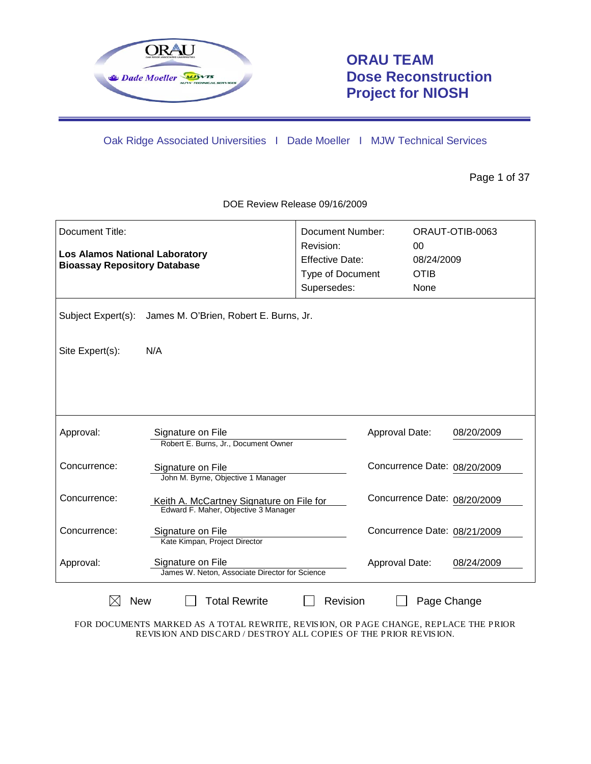# ORAU TEAM Dose Reconstruction Project for NIOSH

Oak Ridge Associated Universities | Dade Moeller | MJW Technical Services

DOE Review Release 09/16/2009

| Document Title: | Document Number: | ORAUT-OTIB-0063 |
|---|---|---|
| **Los Alamos National Laboratory Bioassay Repository Database** | Revision: | 00 |
| | Effective Date: | 08/24/2009 |
| | Type of Document | OTIB |
| | Supersedes: | None |

Subject Expert(s): James M. O'Brien, Robert E. Burns, Jr.

Site Expert(s): N/A

| | | | |
|---|---|---|---|
| Approval: | Signature on File<br>Robert E. Burns, Jr., Document Owner | Approval Date: | 08/20/2009 |
| Concurrence: | Signature on File<br>John M. Byrne, Objective 1 Manager | Concurrence Date: | 08/20/2009 |
| Concurrence: | Keith A. McCartney Signature on File for<br>Edward F. Maher, Objective 3 Manager | Concurrence Date: | 08/20/2009 |
| Concurrence: | Signature on File<br>Kate Kimpan, Project Director | Concurrence Date: | 08/21/2009 |
| Approval: | Signature on File<br>James W. Neton, Associate Director for Science | Approval Date: | 08/24/2009 |

☒ New ☐ Total Rewrite ☐ Revision ☐ Page Change

FOR DOCUMENTS MARKED AS A TOTAL REWRITE, REVISION, OR PAGE CHANGE, REPLACE THE PRIOR REVISION AND DISCARD / DESTROY ALL COPIES OF THE PRIOR REVISION.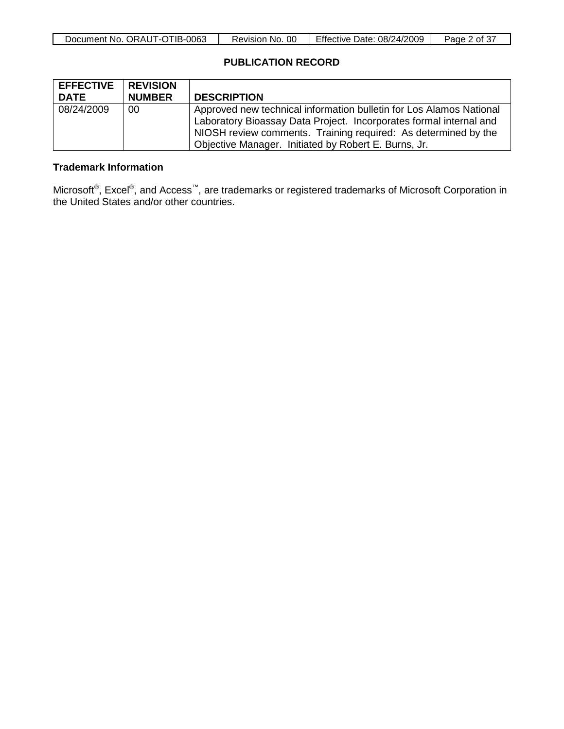## PUBLICATION RECORD

| EFFECTIVE DATE | REVISION NUMBER | DESCRIPTION |
|---|---|---|
| 08/24/2009 | 00 | Approved new technical information bulletin for Los Alamos National Laboratory Bioassay Data Project. Incorporates formal internal and NIOSH review comments. Training required: As determined by the Objective Manager. Initiated by Robert E. Burns, Jr. |

**Trademark Information**

Microsoft®, Excel®, and Access™, are trademarks or registered trademarks of Microsoft Corporation in the United States and/or other countries.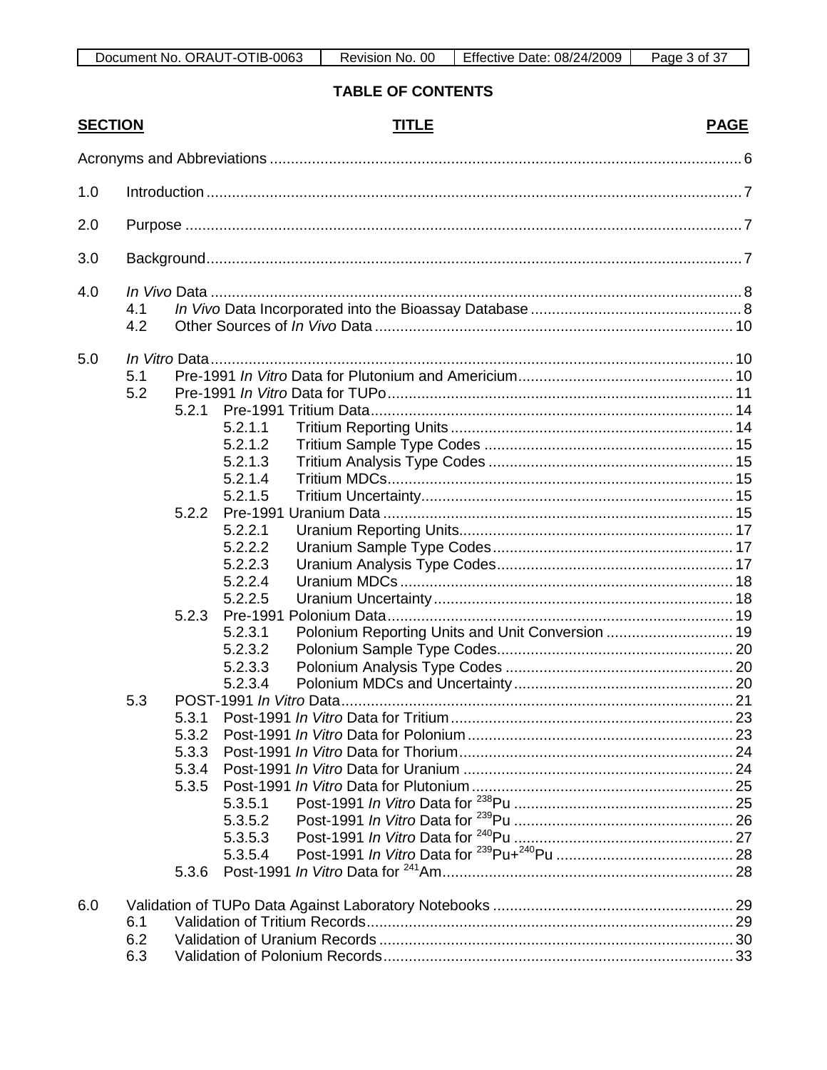## TABLE OF CONTENTS

| SECTION | TITLE | PAGE |
|---|---|---|
| | Acronyms and Abbreviations | 6 |
| 1.0 | Introduction | 7 |
| 2.0 | Purpose | 7 |
| 3.0 | Background | 7 |
| 4.0 | *In Vivo* Data | 8 |
| 4.1 | *In Vivo* Data Incorporated into the Bioassay Database | 8 |
| 4.2 | Other Sources of *In Vivo* Data | 10 |
| 5.0 | *In Vitro* Data | 10 |
| 5.1 | Pre-1991 *In Vitro* Data for Plutonium and Americium | 10 |
| 5.2 | Pre-1991 *In Vitro* Data for TUPo | 11 |
| 5.2.1 | Pre-1991 Tritium Data | 14 |
| 5.2.1.1 | Tritium Reporting Units | 14 |
| 5.2.1.2 | Tritium Sample Type Codes | 15 |
| 5.2.1.3 | Tritium Analysis Type Codes | 15 |
| 5.2.1.4 | Tritium MDCs | 15 |
| 5.2.1.5 | Tritium Uncertainty | 15 |
| 5.2.2 | Pre-1991 Uranium Data | 15 |
| 5.2.2.1 | Uranium Reporting Units | 17 |
| 5.2.2.2 | Uranium Sample Type Codes | 17 |
| 5.2.2.3 | Uranium Analysis Type Codes | 17 |
| 5.2.2.4 | Uranium MDCs | 18 |
| 5.2.2.5 | Uranium Uncertainty | 18 |
| 5.2.3 | Pre-1991 Polonium Data | 19 |
| 5.2.3.1 | Polonium Reporting Units and Unit Conversion | 19 |
| 5.2.3.2 | Polonium Sample Type Codes | 20 |
| 5.2.3.3 | Polonium Analysis Type Codes | 20 |
| 5.2.3.4 | Polonium MDCs and Uncertainty | 20 |
| 5.3 | POST-1991 *In Vitro* Data | 21 |
| 5.3.1 | Post-1991 *In Vitro* Data for Tritium | 23 |
| 5.3.2 | Post-1991 *In Vitro* Data for Polonium | 23 |
| 5.3.3 | Post-1991 *In Vitro* Data for Thorium | 24 |
| 5.3.4 | Post-1991 *In Vitro* Data for Uranium | 24 |
| 5.3.5 | Post-1991 *In Vitro* Data for Plutonium | 25 |
| 5.3.5.1 | Post-1991 *In Vitro* Data for $^{238}$Pu | 25 |
| 5.3.5.2 | Post-1991 *In Vitro* Data for $^{239}$Pu | 26 |
| 5.3.5.3 | Post-1991 *In Vitro* Data for $^{240}$Pu | 27 |
| 5.3.5.4 | Post-1991 *In Vitro* Data for $^{239}$Pu+$^{240}$Pu | 28 |
| 5.3.6 | Post-1991 *In Vitro* Data for $^{241}$Am | 28 |
| 6.0 | Validation of TUPo Data Against Laboratory Notebooks | 29 |
| 6.1 | Validation of Tritium Records | 29 |
| 6.2 | Validation of Uranium Records | 30 |
| 6.3 | Validation of Polonium Records | 33 |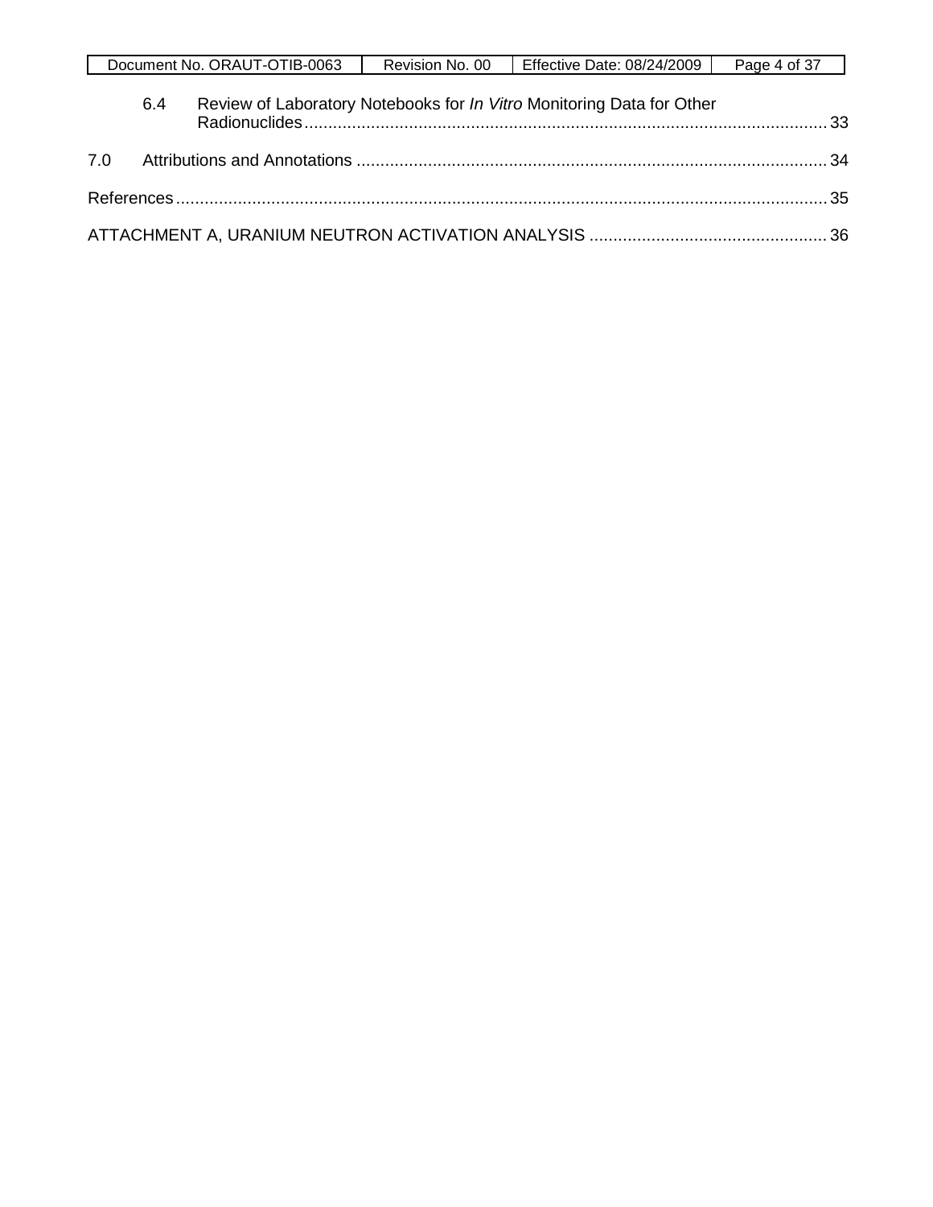6.4 Review of Laboratory Notebooks for *In Vitro* Monitoring Data for Other Radionuclides .......... 33

7.0 Attributions and Annotations .......... 34

References .......... 35

ATTACHMENT A, URANIUM NEUTRON ACTIVATION ANALYSIS .......... 36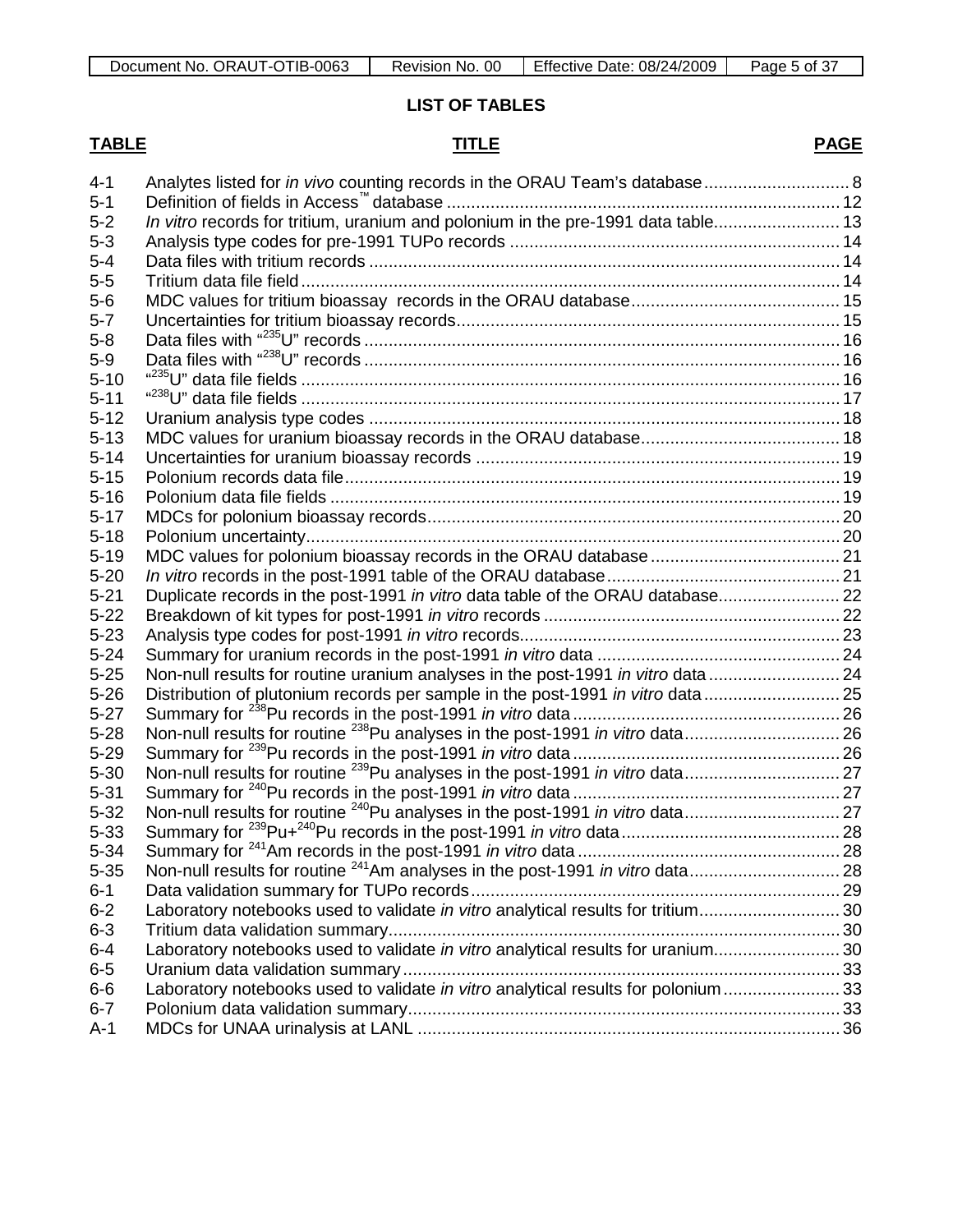## LIST OF TABLES

| TABLE | TITLE | PAGE |
|---|---|---|
| 4-1 | Analytes listed for *in vivo* counting records in the ORAU Team's database | 8 |
| 5-1 | Definition of fields in Access™ database | 12 |
| 5-2 | *In vitro* records for tritium, uranium and polonium in the pre-1991 data table | 13 |
| 5-3 | Analysis type codes for pre-1991 TUPo records | 14 |
| 5-4 | Data files with tritium records | 14 |
| 5-5 | Tritium data file field | 14 |
| 5-6 | MDC values for tritium bioassay records in the ORAU database | 15 |
| 5-7 | Uncertainties for tritium bioassay records | 15 |
| 5-8 | Data files with "$^{235}$U" records | 16 |
| 5-9 | Data files with "$^{238}$U" records | 16 |
| 5-10 | "$^{235}$U" data file fields | 16 |
| 5-11 | "$^{238}$U" data file fields | 17 |
| 5-12 | Uranium analysis type codes | 18 |
| 5-13 | MDC values for uranium bioassay records in the ORAU database | 18 |
| 5-14 | Uncertainties for uranium bioassay records | 19 |
| 5-15 | Polonium records data file | 19 |
| 5-16 | Polonium data file fields | 19 |
| 5-17 | MDCs for polonium bioassay records | 20 |
| 5-18 | Polonium uncertainty | 20 |
| 5-19 | MDC values for polonium bioassay records in the ORAU database | 21 |
| 5-20 | *In vitro* records in the post-1991 table of the ORAU database | 21 |
| 5-21 | Duplicate records in the post-1991 *in vitro* data table of the ORAU database | 22 |
| 5-22 | Breakdown of kit types for post-1991 *in vitro* records | 22 |
| 5-23 | Analysis type codes for post-1991 *in vitro* records | 23 |
| 5-24 | Summary for uranium records in the post-1991 *in vitro* data | 24 |
| 5-25 | Non-null results for routine uranium analyses in the post-1991 *in vitro* data | 24 |
| 5-26 | Distribution of plutonium records per sample in the post-1991 *in vitro* data | 25 |
| 5-27 | Summary for $^{238}$Pu records in the post-1991 *in vitro* data | 26 |
| 5-28 | Non-null results for routine $^{238}$Pu analyses in the post-1991 *in vitro* data | 26 |
| 5-29 | Summary for $^{239}$Pu records in the post-1991 *in vitro* data | 26 |
| 5-30 | Non-null results for routine $^{239}$Pu analyses in the post-1991 *in vitro* data | 27 |
| 5-31 | Summary for $^{240}$Pu records in the post-1991 *in vitro* data | 27 |
| 5-32 | Non-null results for routine $^{240}$Pu analyses in the post-1991 *in vitro* data | 27 |
| 5-33 | Summary for $^{239}$Pu+$^{240}$Pu records in the post-1991 *in vitro* data | 28 |
| 5-34 | Summary for $^{241}$Am records in the post-1991 *in vitro* data | 28 |
| 5-35 | Non-null results for routine $^{241}$Am analyses in the post-1991 *in vitro* data | 28 |
| 6-1 | Data validation summary for TUPo records | 29 |
| 6-2 | Laboratory notebooks used to validate *in vitro* analytical results for tritium | 30 |
| 6-3 | Tritium data validation summary | 30 |
| 6-4 | Laboratory notebooks used to validate *in vitro* analytical results for uranium | 30 |
| 6-5 | Uranium data validation summary | 33 |
| 6-6 | Laboratory notebooks used to validate *in vitro* analytical results for polonium | 33 |
| 6-7 | Polonium data validation summary | 33 |
| A-1 | MDCs for UNAA urinalysis at LANL | 36 |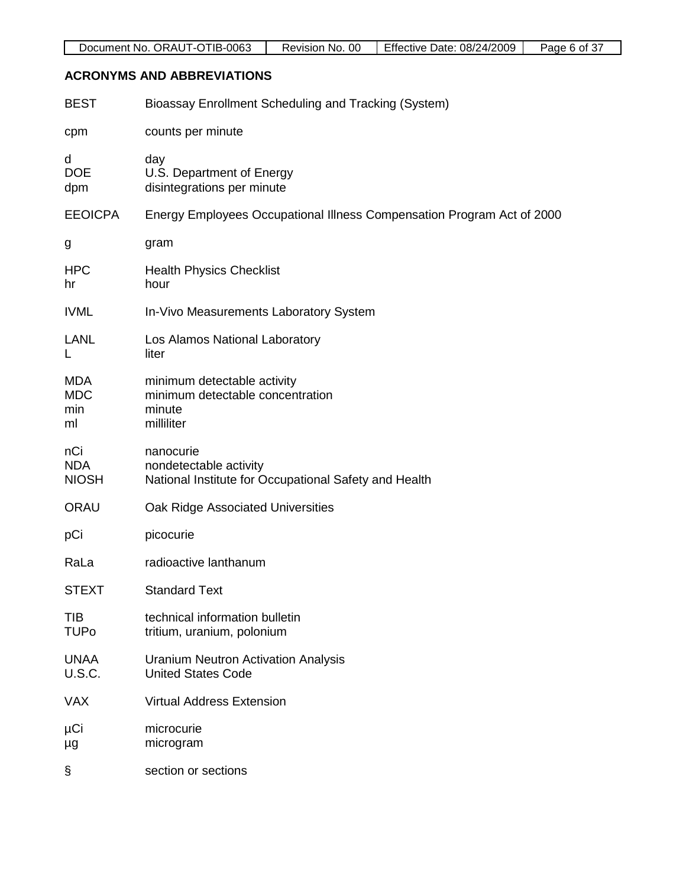## ACRONYMS AND ABBREVIATIONS

BEST Bioassay Enrollment Scheduling and Tracking (System)

cpm counts per minute

d day
DOE U.S. Department of Energy
dpm disintegrations per minute

EEOICPA Energy Employees Occupational Illness Compensation Program Act of 2000

g gram

HPC Health Physics Checklist
hr hour

IVML In-Vivo Measurements Laboratory System

LANL Los Alamos National Laboratory
L liter

MDA minimum detectable activity
MDC minimum detectable concentration
min minute
ml milliliter

nCi nanocurie
NDA nondetectable activity
NIOSH National Institute for Occupational Safety and Health

ORAU Oak Ridge Associated Universities

pCi picocurie

RaLa radioactive lanthanum

STEXT Standard Text

TIB technical information bulletin
TUPo tritium, uranium, polonium

UNAA Uranium Neutron Activation Analysis
U.S.C. United States Code

VAX Virtual Address Extension

µCi microcurie
µg microgram

§ section or sections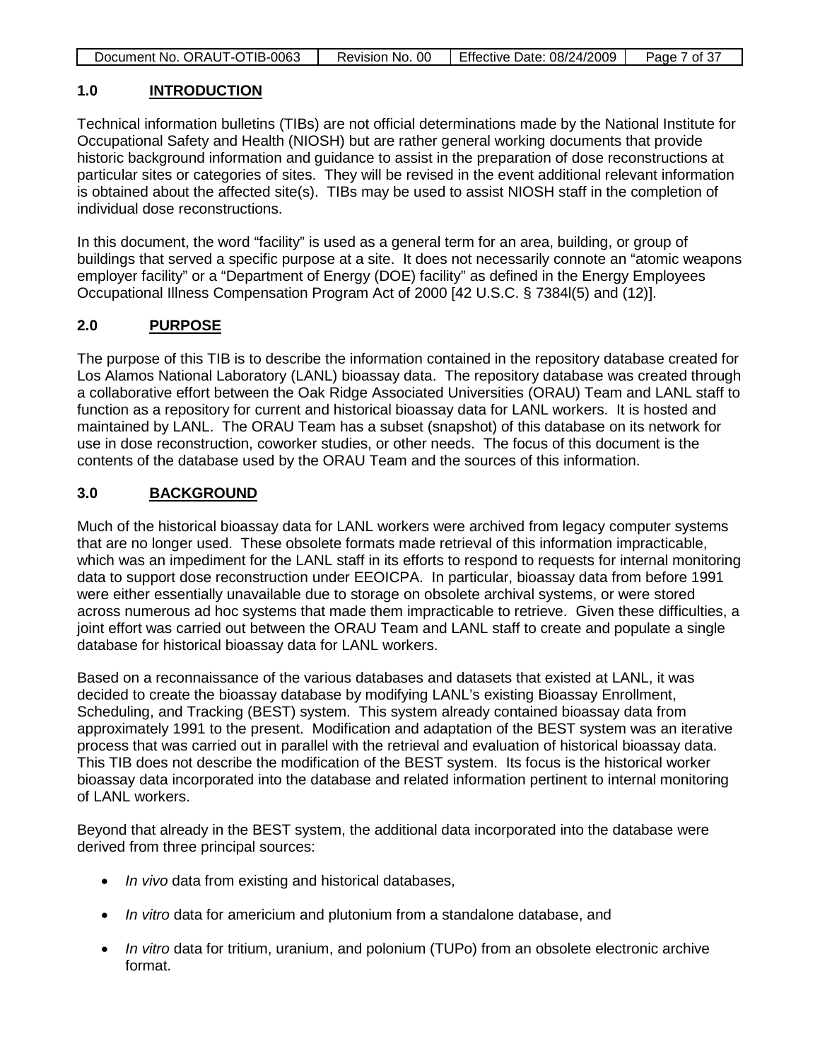## 1.0 INTRODUCTION

Technical information bulletins (TIBs) are not official determinations made by the National Institute for Occupational Safety and Health (NIOSH) but are rather general working documents that provide historic background information and guidance to assist in the preparation of dose reconstructions at particular sites or categories of sites. They will be revised in the event additional relevant information is obtained about the affected site(s). TIBs may be used to assist NIOSH staff in the completion of individual dose reconstructions.

In this document, the word "facility" is used as a general term for an area, building, or group of buildings that served a specific purpose at a site. It does not necessarily connote an "atomic weapons employer facility" or a "Department of Energy (DOE) facility" as defined in the Energy Employees Occupational Illness Compensation Program Act of 2000 [42 U.S.C. § 7384l(5) and (12)].

## 2.0 PURPOSE

The purpose of this TIB is to describe the information contained in the repository database created for Los Alamos National Laboratory (LANL) bioassay data. The repository database was created through a collaborative effort between the Oak Ridge Associated Universities (ORAU) Team and LANL staff to function as a repository for current and historical bioassay data for LANL workers. It is hosted and maintained by LANL. The ORAU Team has a subset (snapshot) of this database on its network for use in dose reconstruction, coworker studies, or other needs. The focus of this document is the contents of the database used by the ORAU Team and the sources of this information.

## 3.0 BACKGROUND

Much of the historical bioassay data for LANL workers were archived from legacy computer systems that are no longer used. These obsolete formats made retrieval of this information impracticable, which was an impediment for the LANL staff in its efforts to respond to requests for internal monitoring data to support dose reconstruction under EEOICPA. In particular, bioassay data from before 1991 were either essentially unavailable due to storage on obsolete archival systems, or were stored across numerous ad hoc systems that made them impracticable to retrieve. Given these difficulties, a joint effort was carried out between the ORAU Team and LANL staff to create and populate a single database for historical bioassay data for LANL workers.

Based on a reconnaissance of the various databases and datasets that existed at LANL, it was decided to create the bioassay database by modifying LANL's existing Bioassay Enrollment, Scheduling, and Tracking (BEST) system. This system already contained bioassay data from approximately 1991 to the present. Modification and adaptation of the BEST system was an iterative process that was carried out in parallel with the retrieval and evaluation of historical bioassay data. This TIB does not describe the modification of the BEST system. Its focus is the historical worker bioassay data incorporated into the database and related information pertinent to internal monitoring of LANL workers.

Beyond that already in the BEST system, the additional data incorporated into the database were derived from three principal sources:

- *In vivo* data from existing and historical databases,
- *In vitro* data for americium and plutonium from a standalone database, and
- *In vitro* data for tritium, uranium, and polonium (TUPo) from an obsolete electronic archive format.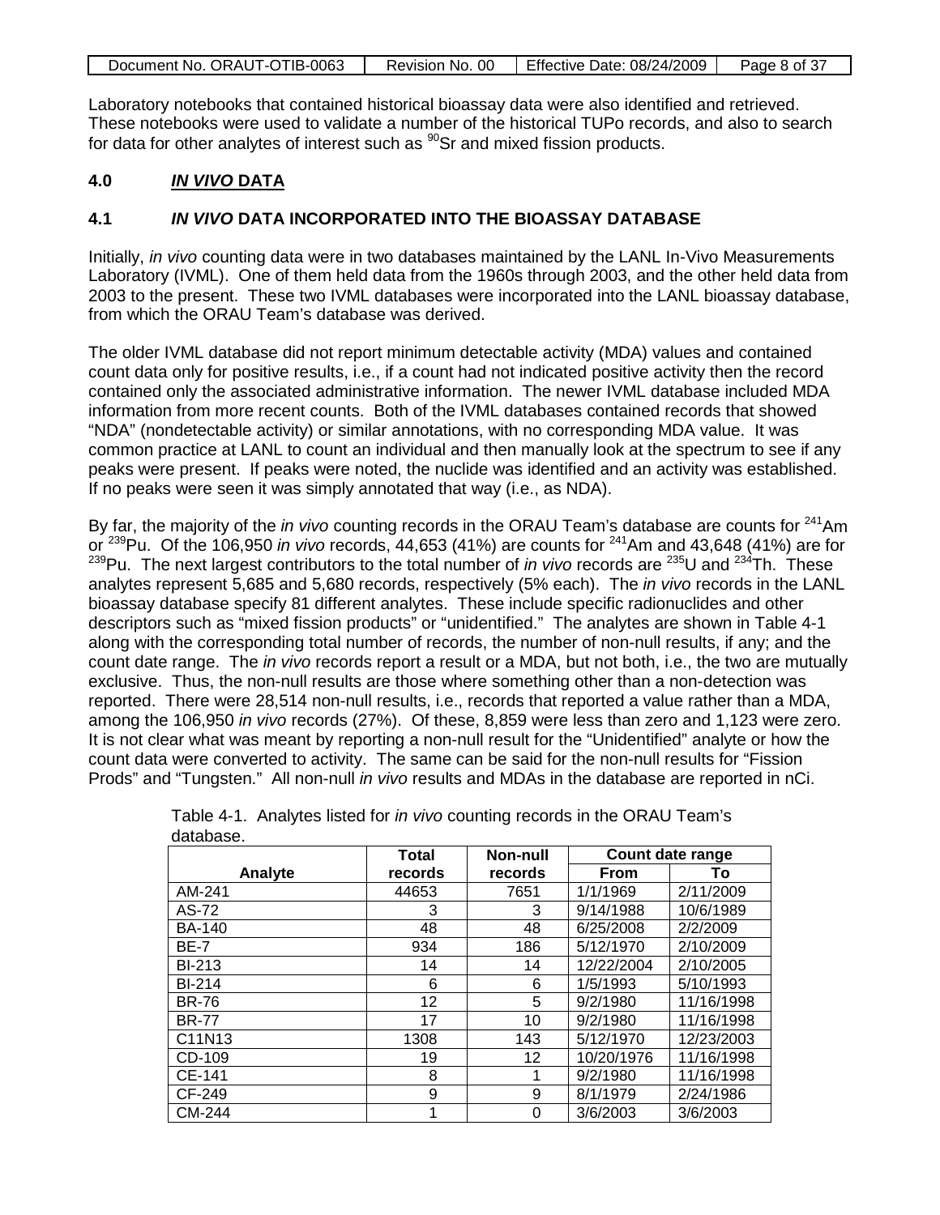Laboratory notebooks that contained historical bioassay data were also identified and retrieved. These notebooks were used to validate a number of the historical TUPo records, and also to search for data for other analytes of interest such as $^{90}Sr$ and mixed fission products.

## 4.0 *IN VIVO* DATA

### 4.1 *IN VIVO* DATA INCORPORATED INTO THE BIOASSAY DATABASE

Initially, *in vivo* counting data were in two databases maintained by the LANL In-Vivo Measurements Laboratory (IVML). One of them held data from the 1960s through 2003, and the other held data from 2003 to the present. These two IVML databases were incorporated into the LANL bioassay database, from which the ORAU Team's database was derived.

The older IVML database did not report minimum detectable activity (MDA) values and contained count data only for positive results, i.e., if a count had not indicated positive activity then the record contained only the associated administrative information. The newer IVML database included MDA information from more recent counts. Both of the IVML databases contained records that showed "NDA" (nondetectable activity) or similar annotations, with no corresponding MDA value. It was common practice at LANL to count an individual and then manually look at the spectrum to see if any peaks were present. If peaks were noted, the nuclide was identified and an activity was established. If no peaks were seen it was simply annotated that way (i.e., as NDA).

By far, the majority of the *in vivo* counting records in the ORAU Team's database are counts for $^{241}Am$ or $^{239}Pu$. Of the 106,950 *in vivo* records, 44,653 (41%) are counts for $^{241}Am$ and 43,648 (41%) are for $^{239}Pu$. The next largest contributors to the total number of *in vivo* records are $^{235}U$ and $^{234}Th$. These analytes represent 5,685 and 5,680 records, respectively (5% each). The *in vivo* records in the LANL bioassay database specify 81 different analytes. These include specific radionuclides and other descriptors such as "mixed fission products" or "unidentified." The analytes are shown in Table 4-1 along with the corresponding total number of records, the number of non-null results, if any; and the count date range. The *in vivo* records report a result or a MDA, but not both, i.e., the two are mutually exclusive. Thus, the non-null results are those where something other than a non-detection was reported. There were 28,514 non-null results, i.e., records that reported a value rather than a MDA, among the 106,950 *in vivo* records (27%). Of these, 8,859 were less than zero and 1,123 were zero. It is not clear what was meant by reporting a non-null result for the "Unidentified" analyte or how the count data were converted to activity. The same can be said for the non-null results for "Fission Prods" and "Tungsten." All non-null *in vivo* results and MDAs in the database are reported in nCi.

Table 4-1. Analytes listed for *in vivo* counting records in the ORAU Team's database.

| Analyte | Total records | Non-null records | Count date range | |
|---|---|---|---|---|
| | | | From | To |
| AM-241 | 44653 | 7651 | 1/1/1969 | 2/11/2009 |
| AS-72 | 3 | 3 | 9/14/1988 | 10/6/1989 |
| BA-140 | 48 | 48 | 6/25/2008 | 2/2/2009 |
| BE-7 | 934 | 186 | 5/12/1970 | 2/10/2009 |
| BI-213 | 14 | 14 | 12/22/2004 | 2/10/2005 |
| BI-214 | 6 | 6 | 1/5/1993 | 5/10/1993 |
| BR-76 | 12 | 5 | 9/2/1980 | 11/16/1998 |
| BR-77 | 17 | 10 | 9/2/1980 | 11/16/1998 |
| C11N13 | 1308 | 143 | 5/12/1970 | 12/23/2003 |
| CD-109 | 19 | 12 | 10/20/1976 | 11/16/1998 |
| CE-141 | 8 | 1 | 9/2/1980 | 11/16/1998 |
| CF-249 | 9 | 9 | 8/1/1979 | 2/24/1986 |
| CM-244 | 1 | 0 | 3/6/2003 | 3/6/2003 |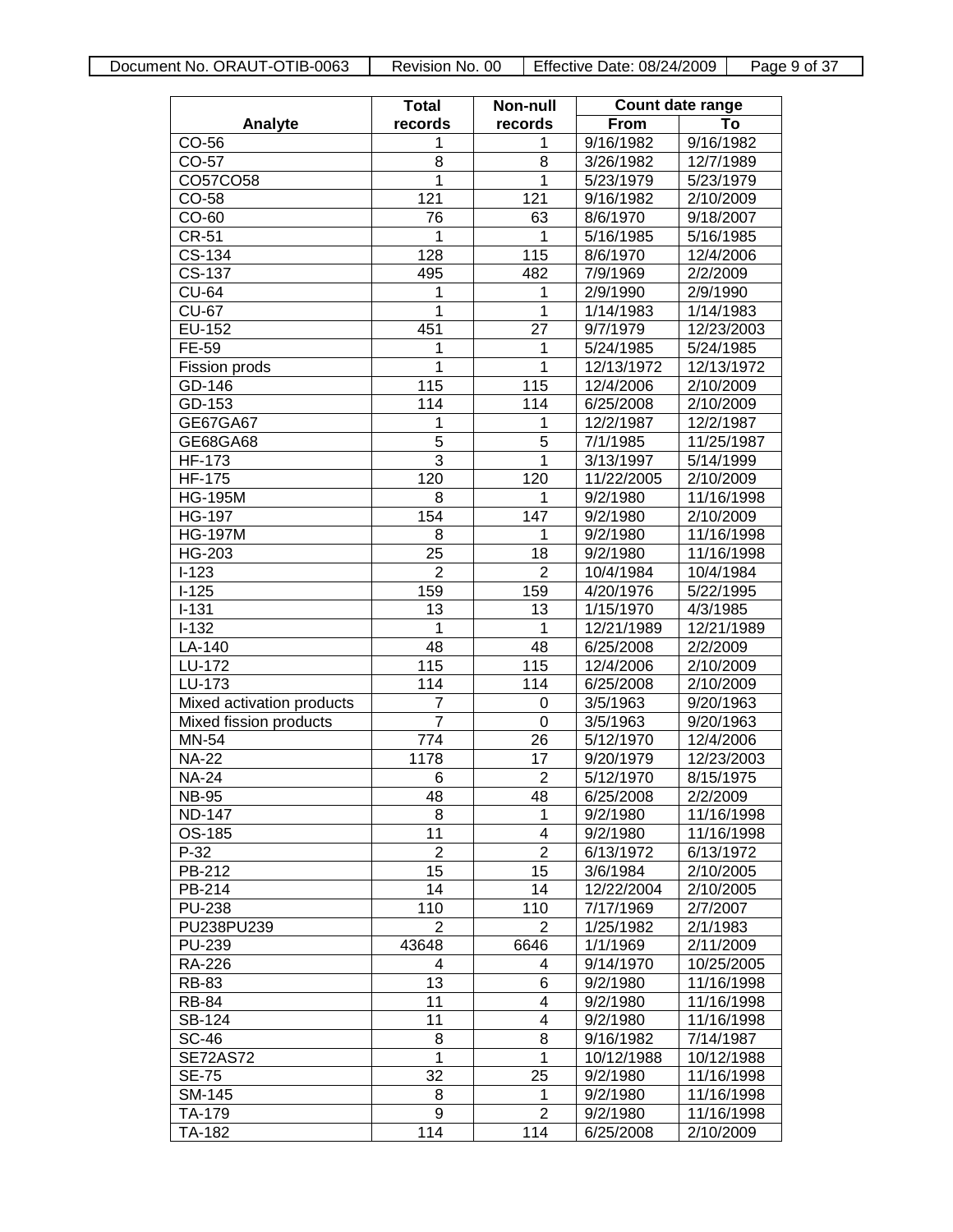| Analyte | Total records | Non-null records | Count date range | |
|---|---|---|---|---|
| | | | From | To |
| CO-56 | 1 | 1 | 9/16/1982 | 9/16/1982 |
| CO-57 | 8 | 8 | 3/26/1982 | 12/7/1989 |
| CO57CO58 | 1 | 1 | 5/23/1979 | 5/23/1979 |
| CO-58 | 121 | 121 | 9/16/1982 | 2/10/2009 |
| CO-60 | 76 | 63 | 8/6/1970 | 9/18/2007 |
| CR-51 | 1 | 1 | 5/16/1985 | 5/16/1985 |
| CS-134 | 128 | 115 | 8/6/1970 | 12/4/2006 |
| CS-137 | 495 | 482 | 7/9/1969 | 2/2/2009 |
| CU-64 | 1 | 1 | 2/9/1990 | 2/9/1990 |
| CU-67 | 1 | 1 | 1/14/1983 | 1/14/1983 |
| EU-152 | 451 | 27 | 9/7/1979 | 12/23/2003 |
| FE-59 | 1 | 1 | 5/24/1985 | 5/24/1985 |
| Fission prods | 1 | 1 | 12/13/1972 | 12/13/1972 |
| GD-146 | 115 | 115 | 12/4/2006 | 2/10/2009 |
| GD-153 | 114 | 114 | 6/25/2008 | 2/10/2009 |
| GE67GA67 | 1 | 1 | 12/2/1987 | 12/2/1987 |
| GE68GA68 | 5 | 5 | 7/1/1985 | 11/25/1987 |
| HF-173 | 3 | 1 | 3/13/1997 | 5/14/1999 |
| HF-175 | 120 | 120 | 11/22/2005 | 2/10/2009 |
| HG-195M | 8 | 1 | 9/2/1980 | 11/16/1998 |
| HG-197 | 154 | 147 | 9/2/1980 | 2/10/2009 |
| HG-197M | 8 | 1 | 9/2/1980 | 11/16/1998 |
| HG-203 | 25 | 18 | 9/2/1980 | 11/16/1998 |
| I-123 | 2 | 2 | 10/4/1984 | 10/4/1984 |
| I-125 | 159 | 159 | 4/20/1976 | 5/22/1995 |
| I-131 | 13 | 13 | 1/15/1970 | 4/3/1985 |
| I-132 | 1 | 1 | 12/21/1989 | 12/21/1989 |
| LA-140 | 48 | 48 | 6/25/2008 | 2/2/2009 |
| LU-172 | 115 | 115 | 12/4/2006 | 2/10/2009 |
| LU-173 | 114 | 114 | 6/25/2008 | 2/10/2009 |
| Mixed activation products | 7 | 0 | 3/5/1963 | 9/20/1963 |
| Mixed fission products | 7 | 0 | 3/5/1963 | 9/20/1963 |
| MN-54 | 774 | 26 | 5/12/1970 | 12/4/2006 |
| NA-22 | 1178 | 17 | 9/20/1979 | 12/23/2003 |
| NA-24 | 6 | 2 | 5/12/1970 | 8/15/1975 |
| NB-95 | 48 | 48 | 6/25/2008 | 2/2/2009 |
| ND-147 | 8 | 1 | 9/2/1980 | 11/16/1998 |
| OS-185 | 11 | 4 | 9/2/1980 | 11/16/1998 |
| P-32 | 2 | 2 | 6/13/1972 | 6/13/1972 |
| PB-212 | 15 | 15 | 3/6/1984 | 2/10/2005 |
| PB-214 | 14 | 14 | 12/22/2004 | 2/10/2005 |
| PU-238 | 110 | 110 | 7/17/1969 | 2/7/2007 |
| PU238PU239 | 2 | 2 | 1/25/1982 | 2/1/1983 |
| PU-239 | 43648 | 6646 | 1/1/1969 | 2/11/2009 |
| RA-226 | 4 | 4 | 9/14/1970 | 10/25/2005 |
| RB-83 | 13 | 6 | 9/2/1980 | 11/16/1998 |
| RB-84 | 11 | 4 | 9/2/1980 | 11/16/1998 |
| SB-124 | 11 | 4 | 9/2/1980 | 11/16/1998 |
| SC-46 | 8 | 8 | 9/16/1982 | 7/14/1987 |
| SE72AS72 | 1 | 1 | 10/12/1988 | 10/12/1988 |
| SE-75 | 32 | 25 | 9/2/1980 | 11/16/1998 |
| SM-145 | 8 | 1 | 9/2/1980 | 11/16/1998 |
| TA-179 | 9 | 2 | 9/2/1980 | 11/16/1998 |
| TA-182 | 114 | 114 | 6/25/2008 | 2/10/2009 |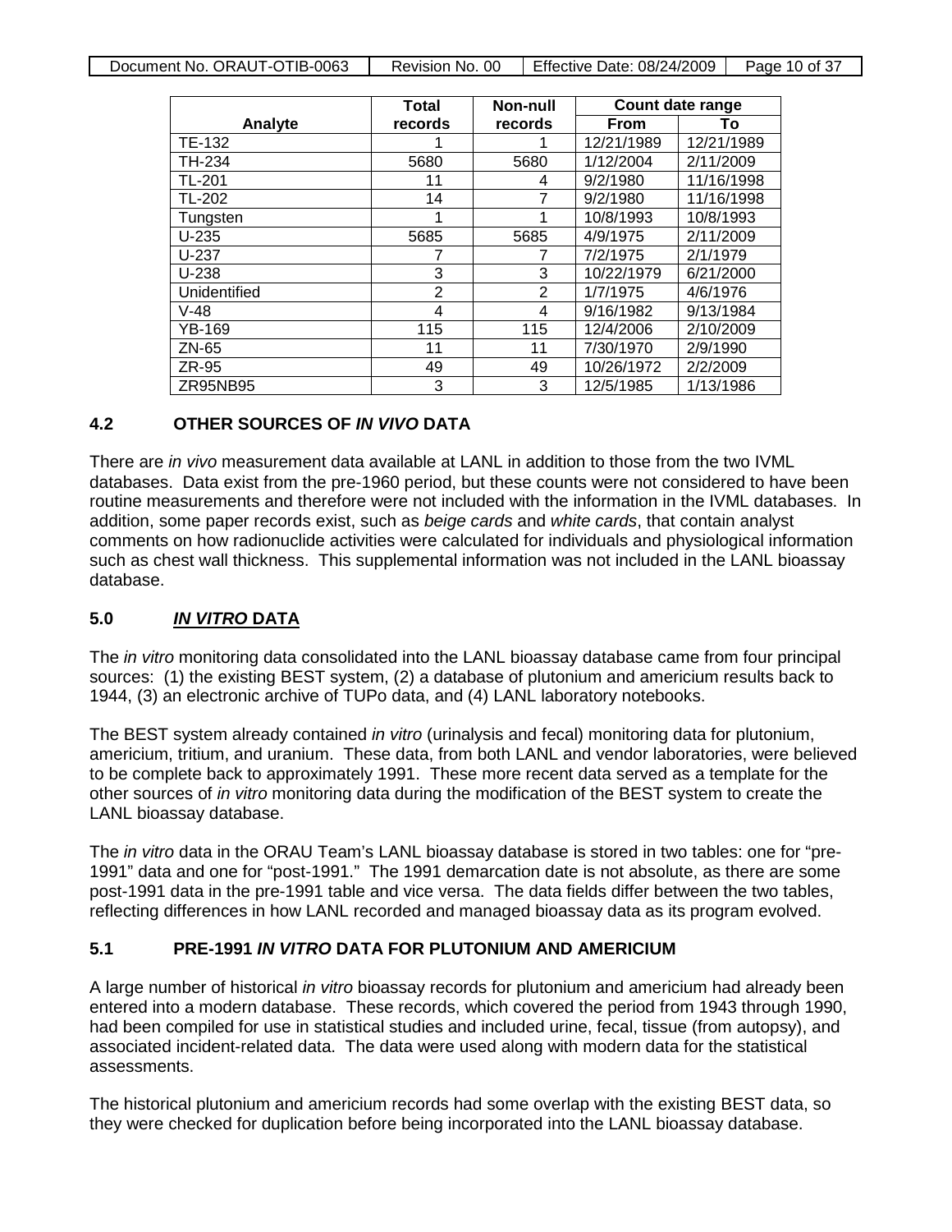| Analyte | Total records | Non-null records | Count date range | |
|---|---|---|---|---|
| | | | From | To |
| TE-132 | 1 | 1 | 12/21/1989 | 12/21/1989 |
| TH-234 | 5680 | 5680 | 1/12/2004 | 2/11/2009 |
| TL-201 | 11 | 4 | 9/2/1980 | 11/16/1998 |
| TL-202 | 14 | 7 | 9/2/1980 | 11/16/1998 |
| Tungsten | 1 | 1 | 10/8/1993 | 10/8/1993 |
| U-235 | 5685 | 5685 | 4/9/1975 | 2/11/2009 |
| U-237 | 7 | 7 | 7/2/1975 | 2/1/1979 |
| U-238 | 3 | 3 | 10/22/1979 | 6/21/2000 |
| Unidentified | 2 | 2 | 1/7/1975 | 4/6/1976 |
| V-48 | 4 | 4 | 9/16/1982 | 9/13/1984 |
| YB-169 | 115 | 115 | 12/4/2006 | 2/10/2009 |
| ZN-65 | 11 | 11 | 7/30/1970 | 2/9/1990 |
| ZR-95 | 49 | 49 | 10/26/1972 | 2/2/2009 |
| ZR95NB95 | 3 | 3 | 12/5/1985 | 1/13/1986 |

## 4.2 OTHER SOURCES OF *IN VIVO* DATA

There are *in vivo* measurement data available at LANL in addition to those from the two IVML databases. Data exist from the pre-1960 period, but these counts were not considered to have been routine measurements and therefore were not included with the information in the IVML databases. In addition, some paper records exist, such as *beige cards* and *white cards*, that contain analyst comments on how radionuclide activities were calculated for individuals and physiological information such as chest wall thickness. This supplemental information was not included in the LANL bioassay database.

# 5.0 *IN VITRO* DATA

The *in vitro* monitoring data consolidated into the LANL bioassay database came from four principal sources: (1) the existing BEST system, (2) a database of plutonium and americium results back to 1944, (3) an electronic archive of TUPo data, and (4) LANL laboratory notebooks.

The BEST system already contained *in vitro* (urinalysis and fecal) monitoring data for plutonium, americium, tritium, and uranium. These data, from both LANL and vendor laboratories, were believed to be complete back to approximately 1991. These more recent data served as a template for the other sources of *in vitro* monitoring data during the modification of the BEST system to create the LANL bioassay database.

The *in vitro* data in the ORAU Team's LANL bioassay database is stored in two tables: one for "pre-1991" data and one for "post-1991." The 1991 demarcation date is not absolute, as there are some post-1991 data in the pre-1991 table and vice versa. The data fields differ between the two tables, reflecting differences in how LANL recorded and managed bioassay data as its program evolved.

## 5.1 PRE-1991 *IN VITRO* DATA FOR PLUTONIUM AND AMERICIUM

A large number of historical *in vitro* bioassay records for plutonium and americium had already been entered into a modern database. These records, which covered the period from 1943 through 1990, had been compiled for use in statistical studies and included urine, fecal, tissue (from autopsy), and associated incident-related data. The data were used along with modern data for the statistical assessments.

The historical plutonium and americium records had some overlap with the existing BEST data, so they were checked for duplication before being incorporated into the LANL bioassay database.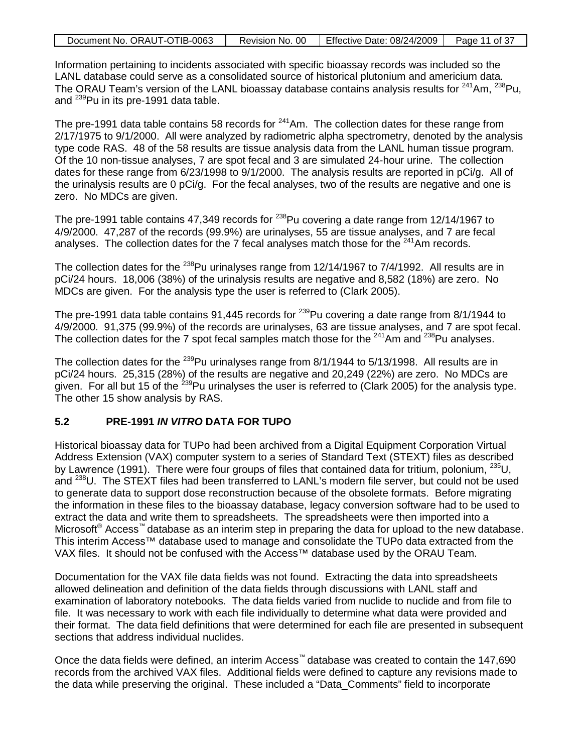Information pertaining to incidents associated with specific bioassay records was included so the LANL database could serve as a consolidated source of historical plutonium and americium data. The ORAU Team's version of the LANL bioassay database contains analysis results for $^{241}$Am, $^{238}$Pu, and $^{239}$Pu in its pre-1991 data table.

The pre-1991 data table contains 58 records for $^{241}$Am. The collection dates for these range from 2/17/1975 to 9/1/2000. All were analyzed by radiometric alpha spectrometry, denoted by the analysis type code RAS. 48 of the 58 results are tissue analysis data from the LANL human tissue program. Of the 10 non-tissue analyses, 7 are spot fecal and 3 are simulated 24-hour urine. The collection dates for these range from 6/23/1998 to 9/1/2000. The analysis results are reported in pCi/g. All of the urinalysis results are 0 pCi/g. For the fecal analyses, two of the results are negative and one is zero. No MDCs are given.

The pre-1991 table contains 47,349 records for $^{238}$Pu covering a date range from 12/14/1967 to 4/9/2000. 47,287 of the records (99.9%) are urinalyses, 55 are tissue analyses, and 7 are fecal analyses. The collection dates for the 7 fecal analyses match those for the $^{241}$Am records.

The collection dates for the $^{238}$Pu urinalyses range from 12/14/1967 to 7/4/1992. All results are in pCi/24 hours. 18,006 (38%) of the urinalysis results are negative and 8,582 (18%) are zero. No MDCs are given. For the analysis type the user is referred to (Clark 2005).

The pre-1991 data table contains 91,445 records for $^{239}$Pu covering a date range from 8/1/1944 to 4/9/2000. 91,375 (99.9%) of the records are urinalyses, 63 are tissue analyses, and 7 are spot fecal. The collection dates for the 7 spot fecal samples match those for the $^{241}$Am and $^{238}$Pu analyses.

The collection dates for the $^{239}$Pu urinalyses range from 8/1/1944 to 5/13/1998. All results are in pCi/24 hours. 25,315 (28%) of the results are negative and 20,249 (22%) are zero. No MDCs are given. For all but 15 of the $^{239}$Pu urinalyses the user is referred to (Clark 2005) for the analysis type. The other 15 show analysis by RAS.

## 5.2 PRE-1991 *IN VITRO* DATA FOR TUPO

Historical bioassay data for TUPo had been archived from a Digital Equipment Corporation Virtual Address Extension (VAX) computer system to a series of Standard Text (STEXT) files as described by Lawrence (1991). There were four groups of files that contained data for tritium, polonium, $^{235}$U, and $^{238}$U. The STEXT files had been transferred to LANL's modern file server, but could not be used to generate data to support dose reconstruction because of the obsolete formats. Before migrating the information in these files to the bioassay database, legacy conversion software had to be used to extract the data and write them to spreadsheets. The spreadsheets were then imported into a Microsoft® Access™ database as an interim step in preparing the data for upload to the new database. This interim Access™ database used to manage and consolidate the TUPo data extracted from the VAX files. It should not be confused with the Access™ database used by the ORAU Team.

Documentation for the VAX file data fields was not found. Extracting the data into spreadsheets allowed delineation and definition of the data fields through discussions with LANL staff and examination of laboratory notebooks. The data fields varied from nuclide to nuclide and from file to file. It was necessary to work with each file individually to determine what data were provided and their format. The data field definitions that were determined for each file are presented in subsequent sections that address individual nuclides.

Once the data fields were defined, an interim Access™ database was created to contain the 147,690 records from the archived VAX files. Additional fields were defined to capture any revisions made to the data while preserving the original. These included a "Data_Comments" field to incorporate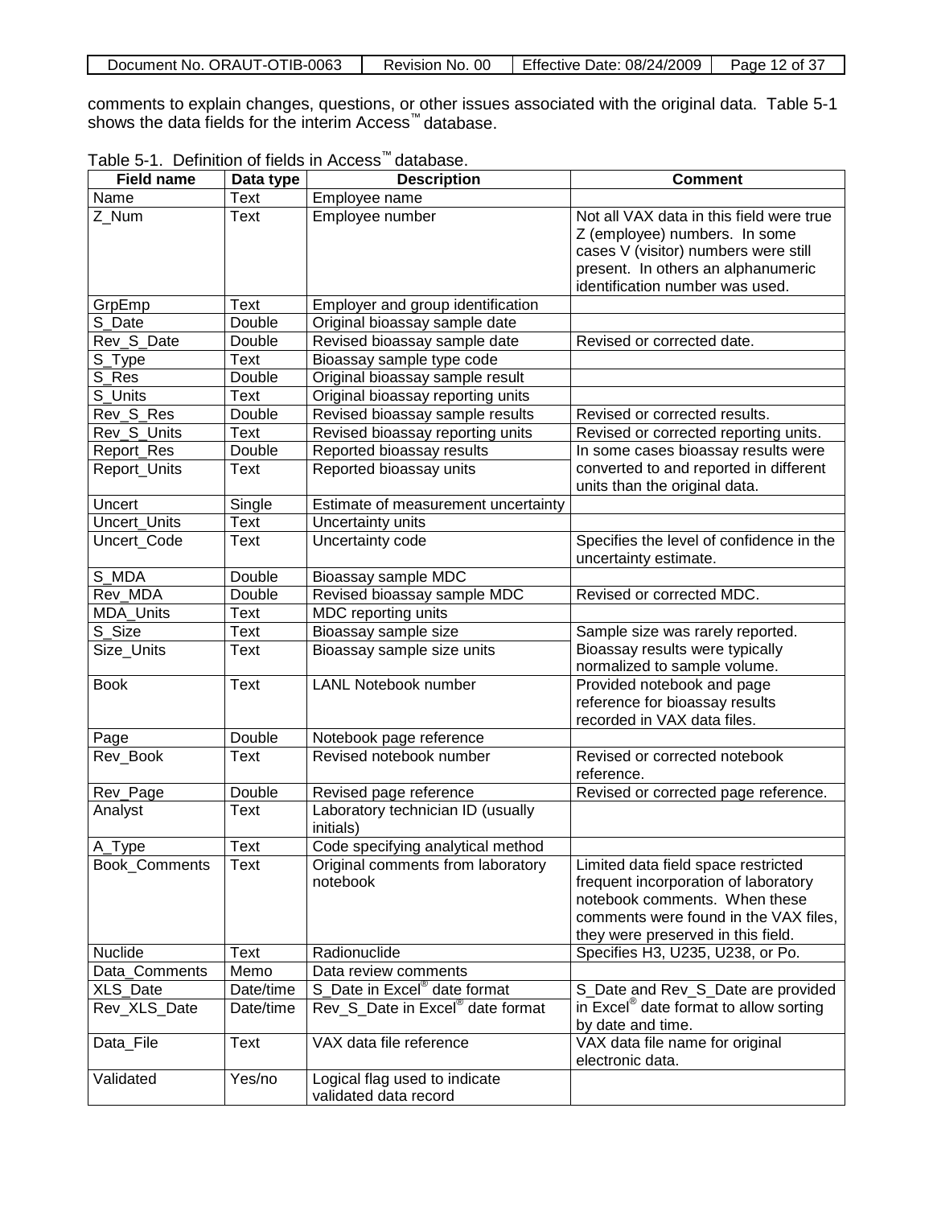comments to explain changes, questions, or other issues associated with the original data. Table 5-1 shows the data fields for the interim Access™ database.

Table 5-1. Definition of fields in Access™ database.

| Field name | Data type | Description | Comment |
|---|---|---|---|
| Name | Text | Employee name | |
| Z_Num | Text | Employee number | Not all VAX data in this field were true Z (employee) numbers. In some cases V (visitor) numbers were still present. In others an alphanumeric identification number was used. |
| GrpEmp | Text | Employer and group identification | |
| S_Date | Double | Original bioassay sample date | |
| Rev_S_Date | Double | Revised bioassay sample date | Revised or corrected date. |
| S_Type | Text | Bioassay sample type code | |
| S_Res | Double | Original bioassay sample result | |
| S_Units | Text | Original bioassay reporting units | |
| Rev_S_Res | Double | Revised bioassay sample results | Revised or corrected results. |
| Rev_S_Units | Text | Revised bioassay reporting units | Revised or corrected reporting units. |
| Report_Res | Double | Reported bioassay results | In some cases bioassay results were converted to and reported in different units than the original data. |
| Report_Units | Text | Reported bioassay units | |
| Uncert | Single | Estimate of measurement uncertainty | |
| Uncert_Units | Text | Uncertainty units | |
| Uncert_Code | Text | Uncertainty code | Specifies the level of confidence in the uncertainty estimate. |
| S_MDA | Double | Bioassay sample MDC | |
| Rev_MDA | Double | Revised bioassay sample MDC | Revised or corrected MDC. |
| MDA_Units | Text | MDC reporting units | |
| S_Size | Text | Bioassay sample size | Sample size was rarely reported. Bioassay results were typically normalized to sample volume. |
| Size_Units | Text | Bioassay sample size units | |
| Book | Text | LANL Notebook number | Provided notebook and page reference for bioassay results recorded in VAX data files. |
| Page | Double | Notebook page reference | |
| Rev_Book | Text | Revised notebook number | Revised or corrected notebook reference. |
| Rev_Page | Double | Revised page reference | Revised or corrected page reference. |
| Analyst | Text | Laboratory technician ID (usually initials) | |
| A_Type | Text | Code specifying analytical method | |
| Book_Comments | Text | Original comments from laboratory notebook | Limited data field space restricted frequent incorporation of laboratory notebook comments. When these comments were found in the VAX files, they were preserved in this field. |
| Nuclide | Text | Radionuclide | Specifies H3, U235, U238, or Po. |
| Data_Comments | Memo | Data review comments | |
| XLS_Date | Date/time | S_Date in Excel® date format | S_Date and Rev_S_Date are provided in Excel® date format to allow sorting by date and time. |
| Rev_XLS_Date | Date/time | Rev_S_Date in Excel® date format | |
| Data_File | Text | VAX data file reference | VAX data file name for original electronic data. |
| Validated | Yes/no | Logical flag used to indicate validated data record | |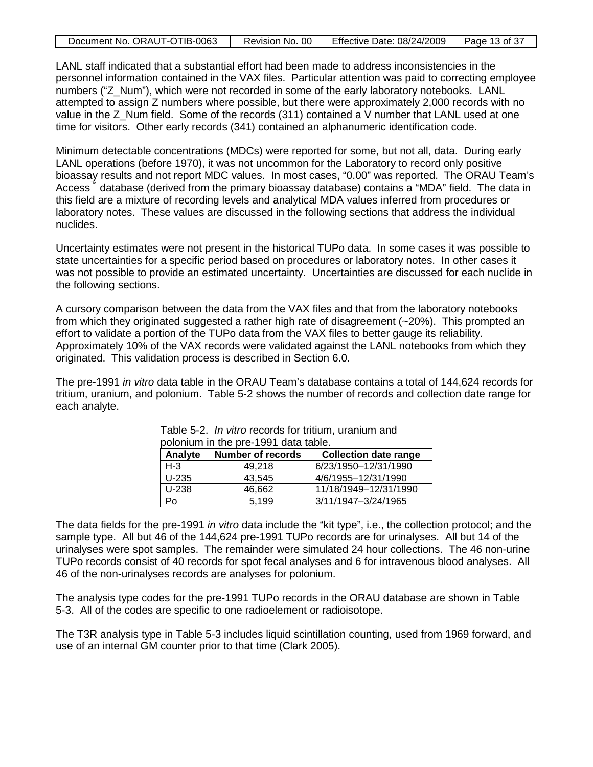LANL staff indicated that a substantial effort had been made to address inconsistencies in the personnel information contained in the VAX files. Particular attention was paid to correcting employee numbers ("Z_Num"), which were not recorded in some of the early laboratory notebooks. LANL attempted to assign Z numbers where possible, but there were approximately 2,000 records with no value in the Z_Num field. Some of the records (311) contained a V number that LANL used at one time for visitors. Other early records (341) contained an alphanumeric identification code.

Minimum detectable concentrations (MDCs) were reported for some, but not all, data. During early LANL operations (before 1970), it was not uncommon for the Laboratory to record only positive bioassay results and not report MDC values. In most cases, "0.00" was reported. The ORAU Team's Access™ database (derived from the primary bioassay database) contains a "MDA" field. The data in this field are a mixture of recording levels and analytical MDA values inferred from procedures or laboratory notes. These values are discussed in the following sections that address the individual nuclides.

Uncertainty estimates were not present in the historical TUPo data. In some cases it was possible to state uncertainties for a specific period based on procedures or laboratory notes. In other cases it was not possible to provide an estimated uncertainty. Uncertainties are discussed for each nuclide in the following sections.

A cursory comparison between the data from the VAX files and that from the laboratory notebooks from which they originated suggested a rather high rate of disagreement (~20%). This prompted an effort to validate a portion of the TUPo data from the VAX files to better gauge its reliability. Approximately 10% of the VAX records were validated against the LANL notebooks from which they originated. This validation process is described in Section 6.0.

The pre-1991 *in vitro* data table in the ORAU Team's database contains a total of 144,624 records for tritium, uranium, and polonium. Table 5-2 shows the number of records and collection date range for each analyte.

Table 5-2. *In vitro* records for tritium, uranium and polonium in the pre-1991 data table.

| Analyte | Number of records | Collection date range |
|---|---|---|
| H-3 | 49,218 | 6/23/1950–12/31/1990 |
| U-235 | 43,545 | 4/6/1955–12/31/1990 |
| U-238 | 46,662 | 11/18/1949–12/31/1990 |
| Po | 5,199 | 3/11/1947–3/24/1965 |

The data fields for the pre-1991 *in vitro* data include the "kit type", i.e., the collection protocol; and the sample type. All but 46 of the 144,624 pre-1991 TUPo records are for urinalyses. All but 14 of the urinalyses were spot samples. The remainder were simulated 24 hour collections. The 46 non-urine TUPo records consist of 40 records for spot fecal analyses and 6 for intravenous blood analyses. All 46 of the non-urinalyses records are analyses for polonium.

The analysis type codes for the pre-1991 TUPo records in the ORAU database are shown in Table 5-3. All of the codes are specific to one radioelement or radioisotope.

The T3R analysis type in Table 5-3 includes liquid scintillation counting, used from 1969 forward, and use of an internal GM counter prior to that time (Clark 2005).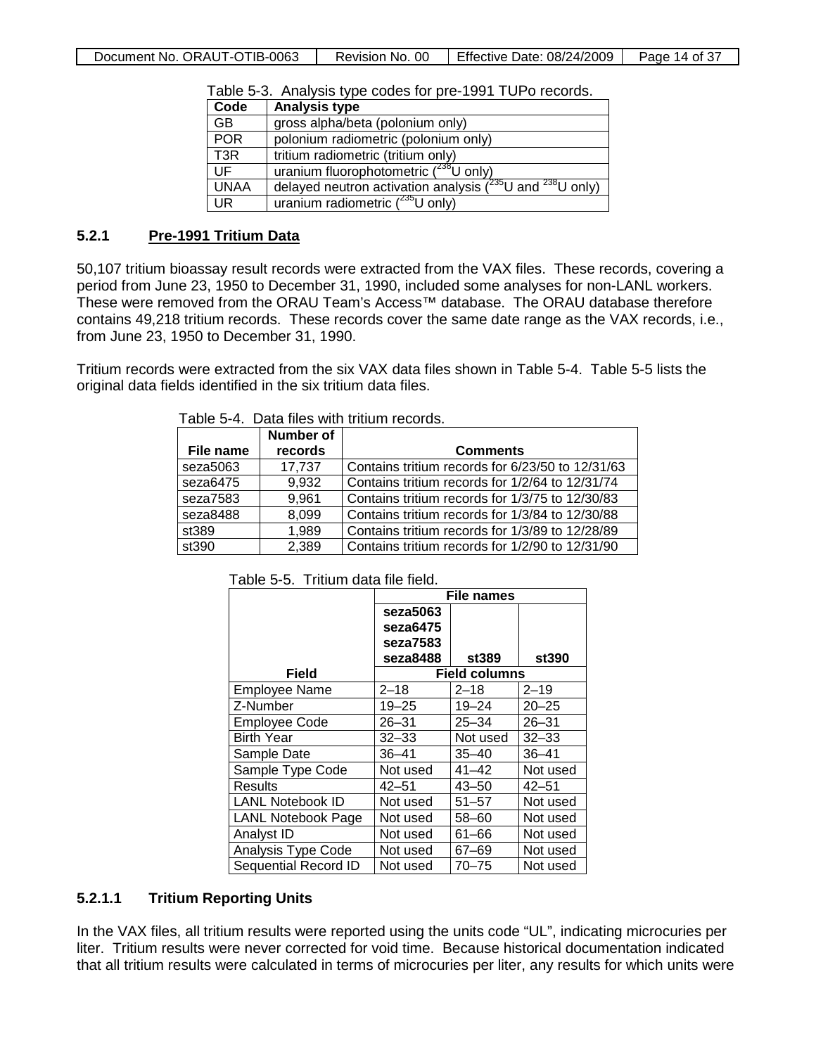Table 5-3. Analysis type codes for pre-1991 TUPo records.

| Code | Analysis type |
|---|---|
| GB | gross alpha/beta (polonium only) |
| POR | polonium radiometric (polonium only) |
| T3R | tritium radiometric (tritium only) |
| UF | uranium fluorophotometric ($^{238}$U only) |
| UNAA | delayed neutron activation analysis ($^{235}$U and $^{238}$U only) |
| UR | uranium radiometric ($^{235}$U only) |

### 5.2.1 Pre-1991 Tritium Data

50,107 tritium bioassay result records were extracted from the VAX files. These records, covering a period from June 23, 1950 to December 31, 1990, included some analyses for non-LANL workers. These were removed from the ORAU Team's Access™ database. The ORAU database therefore contains 49,218 tritium records. These records cover the same date range as the VAX records, i.e., from June 23, 1950 to December 31, 1990.

Tritium records were extracted from the six VAX data files shown in Table 5-4. Table 5-5 lists the original data fields identified in the six tritium data files.

Table 5-4. Data files with tritium records.

| File name | Number of records | Comments |
|---|---|---|
| seza5063 | 17,737 | Contains tritium records for 6/23/50 to 12/31/63 |
| seza6475 | 9,932 | Contains tritium records for 1/2/64 to 12/31/74 |
| seza7583 | 9,961 | Contains tritium records for 1/3/75 to 12/30/83 |
| seza8488 | 8,099 | Contains tritium records for 1/3/84 to 12/30/88 |
| st389 | 1,989 | Contains tritium records for 1/3/89 to 12/28/89 |
| st390 | 2,389 | Contains tritium records for 1/2/90 to 12/31/90 |

Table 5-5. Tritium data file field.

| | File names | | |
|---|---|---|---|
| | seza5063 seza6475 seza7583 seza8488 | st389 | st390 |
| Field | Field columns | | |
| Employee Name | 2–18 | 2–18 | 2–19 |
| Z-Number | 19–25 | 19–24 | 20–25 |
| Employee Code | 26–31 | 25–34 | 26–31 |
| Birth Year | 32–33 | Not used | 32–33 |
| Sample Date | 36–41 | 35–40 | 36–41 |
| Sample Type Code | Not used | 41–42 | Not used |
| Results | 42–51 | 43–50 | 42–51 |
| LANL Notebook ID | Not used | 51–57 | Not used |
| LANL Notebook Page | Not used | 58–60 | Not used |
| Analyst ID | Not used | 61–66 | Not used |
| Analysis Type Code | Not used | 67–69 | Not used |
| Sequential Record ID | Not used | 70–75 | Not used |

#### 5.2.1.1 Tritium Reporting Units

In the VAX files, all tritium results were reported using the units code "UL", indicating microcuries per liter. Tritium results were never corrected for void time. Because historical documentation indicated that all tritium results were calculated in terms of microcuries per liter, any results for which units were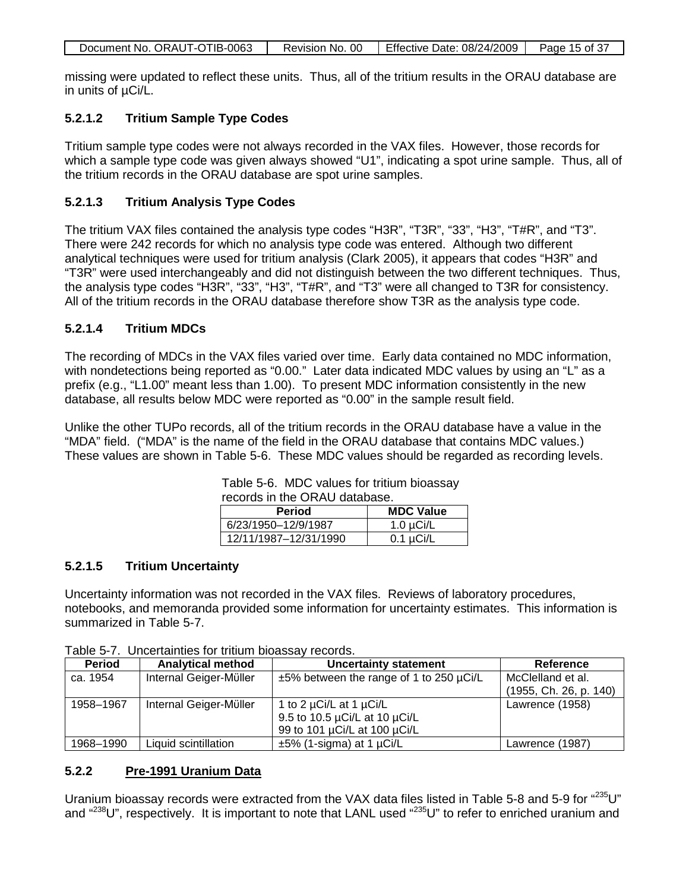missing were updated to reflect these units. Thus, all of the tritium results in the ORAU database are in units of µCi/L.

### 5.2.1.2 Tritium Sample Type Codes

Tritium sample type codes were not always recorded in the VAX files. However, those records for which a sample type code was given always showed “U1”, indicating a spot urine sample. Thus, all of the tritium records in the ORAU database are spot urine samples.

### 5.2.1.3 Tritium Analysis Type Codes

The tritium VAX files contained the analysis type codes “H3R”, “T3R”, “33”, “H3”, “T#R”, and “T3”. There were 242 records for which no analysis type code was entered. Although two different analytical techniques were used for tritium analysis (Clark 2005), it appears that codes “H3R” and “T3R” were used interchangeably and did not distinguish between the two different techniques. Thus, the analysis type codes “H3R”, “33”, “H3”, “T#R”, and “T3” were all changed to T3R for consistency. All of the tritium records in the ORAU database therefore show T3R as the analysis type code.

### 5.2.1.4 Tritium MDCs

The recording of MDCs in the VAX files varied over time. Early data contained no MDC information, with nondetections being reported as “0.00.” Later data indicated MDC values by using an “L” as a prefix (e.g., “L1.00” meant less than 1.00). To present MDC information consistently in the new database, all results below MDC were reported as “0.00” in the sample result field.

Unlike the other TUPo records, all of the tritium records in the ORAU database have a value in the “MDA” field. (“MDA” is the name of the field in the ORAU database that contains MDC values.) These values are shown in Table 5-6. These MDC values should be regarded as recording levels.

Table 5-6. MDC values for tritium bioassay records in the ORAU database.

| Period | MDC Value |
|---|---|
| 6/23/1950–12/9/1987 | 1.0 µCi/L |
| 12/11/1987–12/31/1990 | 0.1 µCi/L |

### 5.2.1.5 Tritium Uncertainty

Uncertainty information was not recorded in the VAX files. Reviews of laboratory procedures, notebooks, and memoranda provided some information for uncertainty estimates. This information is summarized in Table 5-7.

Table 5-7. Uncertainties for tritium bioassay records.

| Period | Analytical method | Uncertainty statement | Reference |
|---|---|---|---|
| ca. 1954 | Internal Geiger-Müller | ±5% between the range of 1 to 250 µCi/L | McClelland et al. (1955, Ch. 26, p. 140) |
| 1958–1967 | Internal Geiger-Müller | 1 to 2 µCi/L at 1 µCi/L<br>9.5 to 10.5 µCi/L at 10 µCi/L<br>99 to 101 µCi/L at 100 µCi/L | Lawrence (1958) |
| 1968–1990 | Liquid scintillation | ±5% (1-sigma) at 1 µCi/L | Lawrence (1987) |

## 5.2.2 Pre-1991 Uranium Data

Uranium bioassay records were extracted from the VAX data files listed in Table 5-8 and 5-9 for “$^{235}$U” and “$^{238}$U”, respectively. It is important to note that LANL used “$^{235}$U” to refer to enriched uranium and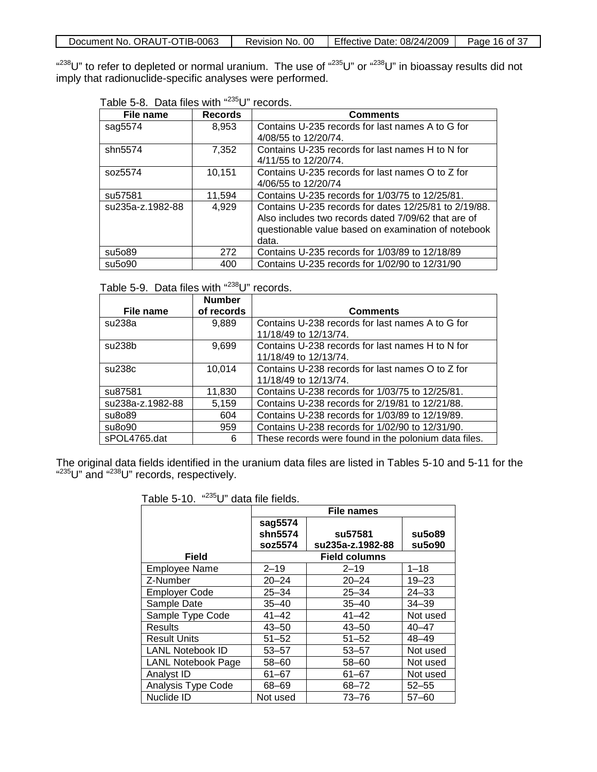"$^{238}$U" to refer to depleted or normal uranium. The use of "$^{235}$U" or "$^{238}$U" in bioassay results did not imply that radionuclide-specific analyses were performed.

Table 5-8. Data files with "$^{235}$U" records.

| File name | Records | Comments |
|---|---|---|
| sag5574 | 8,953 | Contains U-235 records for last names A to G for 4/08/55 to 12/20/74. |
| shn5574 | 7,352 | Contains U-235 records for last names H to N for 4/11/55 to 12/20/74. |
| soz5574 | 10,151 | Contains U-235 records for last names O to Z for 4/06/55 to 12/20/74 |
| su57581 | 11,594 | Contains U-235 records for 1/03/75 to 12/25/81. |
| su235a-z.1982-88 | 4,929 | Contains U-235 records for dates 12/25/81 to 2/19/88. Also includes two records dated 7/09/62 that are of questionable value based on examination of notebook data. |
| su5o89 | 272 | Contains U-235 records for 1/03/89 to 12/18/89 |
| su5o90 | 400 | Contains U-235 records for 1/02/90 to 12/31/90 |

Table 5-9. Data files with "$^{238}$U" records.

| File name | Number of records | Comments |
|---|---|---|
| su238a | 9,889 | Contains U-238 records for last names A to G for 11/18/49 to 12/13/74. |
| su238b | 9,699 | Contains U-238 records for last names H to N for 11/18/49 to 12/13/74. |
| su238c | 10,014 | Contains U-238 records for last names O to Z for 11/18/49 to 12/13/74. |
| su87581 | 11,830 | Contains U-238 records for 1/03/75 to 12/25/81. |
| su238a-z.1982-88 | 5,159 | Contains U-238 records for 2/19/81 to 12/21/88. |
| su8o89 | 604 | Contains U-238 records for 1/03/89 to 12/19/89. |
| su8o90 | 959 | Contains U-238 records for 1/02/90 to 12/31/90. |
| sPOL4765.dat | 6 | These records were found in the polonium data files. |

The original data fields identified in the uranium data files are listed in Tables 5-10 and 5-11 for the "$^{235}$U" and "$^{238}$U" records, respectively.

Table 5-10. "$^{235}$U" data file fields.

| | File names | | |
|---|---|---|---|
| | sag5574 shn5574 soz5574 | su57581 su235a-z.1982-88 | su5o89 su5o90 |
| Field | Field columns | | |
| Employee Name | 2–19 | 2–19 | 1–18 |
| Z-Number | 20–24 | 20–24 | 19–23 |
| Employer Code | 25–34 | 25–34 | 24–33 |
| Sample Date | 35–40 | 35–40 | 34–39 |
| Sample Type Code | 41–42 | 41–42 | Not used |
| Results | 43–50 | 43–50 | 40–47 |
| Result Units | 51–52 | 51–52 | 48–49 |
| LANL Notebook ID | 53–57 | 53–57 | Not used |
| LANL Notebook Page | 58–60 | 58–60 | Not used |
| Analyst ID | 61–67 | 61–67 | Not used |
| Analysis Type Code | 68–69 | 68–72 | 52–55 |
| Nuclide ID | Not used | 73–76 | 57–60 |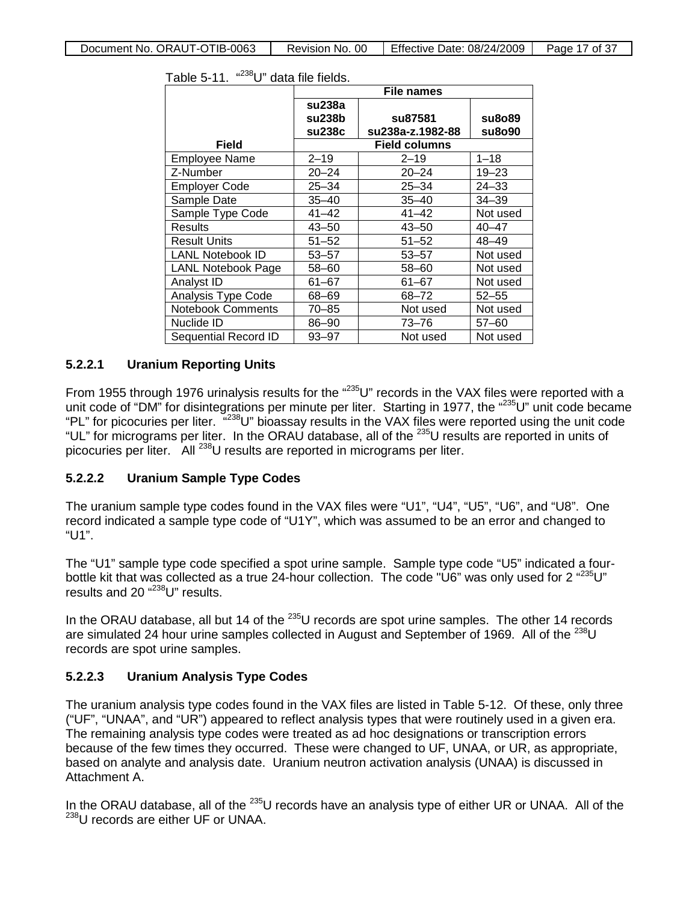Table 5-11. "$^{238}$U" data file fields.

| Field | File names | | |
|---|---|---|---|
| | su238a su238b su238c | su87581 su238a-z.1982-88 | su8o89 su8o90 |
| | Field columns | | |
| Employee Name | 2–19 | 2–19 | 1–18 |
| Z-Number | 20–24 | 20–24 | 19–23 |
| Employer Code | 25–34 | 25–34 | 24–33 |
| Sample Date | 35–40 | 35–40 | 34–39 |
| Sample Type Code | 41–42 | 41–42 | Not used |
| Results | 43–50 | 43–50 | 40–47 |
| Result Units | 51–52 | 51–52 | 48–49 |
| LANL Notebook ID | 53–57 | 53–57 | Not used |
| LANL Notebook Page | 58–60 | 58–60 | Not used |
| Analyst ID | 61–67 | 61–67 | Not used |
| Analysis Type Code | 68–69 | 68–72 | 52–55 |
| Notebook Comments | 70–85 | Not used | Not used |
| Nuclide ID | 86–90 | 73–76 | 57–60 |
| Sequential Record ID | 93–97 | Not used | Not used |

### 5.2.2.1 Uranium Reporting Units

From 1955 through 1976 urinalysis results for the "$^{235}$U" records in the VAX files were reported with a unit code of "DM" for disintegrations per minute per liter. Starting in 1977, the "$^{235}$U" unit code became "PL" for picocuries per liter. "$^{238}$U" bioassay results in the VAX files were reported using the unit code "UL" for micrograms per liter. In the ORAU database, all of the $^{235}$U results are reported in units of picocuries per liter. All $^{238}$U results are reported in micrograms per liter.

### 5.2.2.2 Uranium Sample Type Codes

The uranium sample type codes found in the VAX files were "U1", "U4", "U5", "U6", and "U8". One record indicated a sample type code of "U1Y", which was assumed to be an error and changed to "U1".

The "U1" sample type code specified a spot urine sample. Sample type code "U5" indicated a four-bottle kit that was collected as a true 24-hour collection. The code "U6" was only used for 2 "$^{235}$U" results and 20 "$^{238}$U" results.

In the ORAU database, all but 14 of the $^{235}$U records are spot urine samples. The other 14 records are simulated 24 hour urine samples collected in August and September of 1969. All of the $^{238}$U records are spot urine samples.

### 5.2.2.3 Uranium Analysis Type Codes

The uranium analysis type codes found in the VAX files are listed in Table 5-12. Of these, only three ("UF", "UNAA", and "UR") appeared to reflect analysis types that were routinely used in a given era. The remaining analysis type codes were treated as ad hoc designations or transcription errors because of the few times they occurred. These were changed to UF, UNAA, or UR, as appropriate, based on analyte and analysis date. Uranium neutron activation analysis (UNAA) is discussed in Attachment A.

In the ORAU database, all of the $^{235}$U records have an analysis type of either UR or UNAA. All of the $^{238}$U records are either UF or UNAA.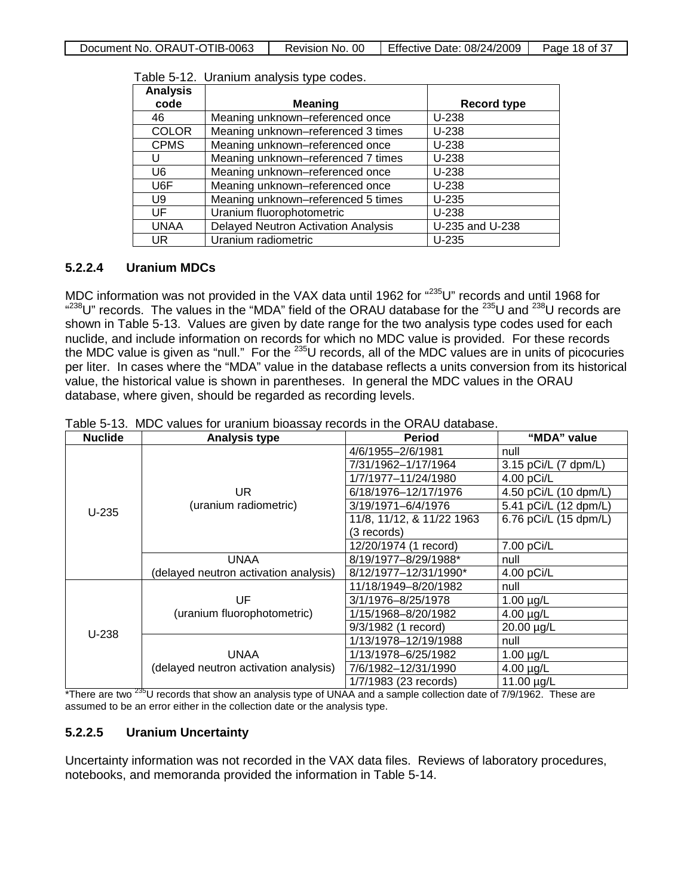Table 5-12. Uranium analysis type codes.

| Analysis code | Meaning | Record type |
|---|---|---|
| 46 | Meaning unknown–referenced once | U-238 |
| COLOR | Meaning unknown–referenced 3 times | U-238 |
| CPMS | Meaning unknown–referenced once | U-238 |
| U | Meaning unknown–referenced 7 times | U-238 |
| U6 | Meaning unknown–referenced once | U-238 |
| U6F | Meaning unknown–referenced once | U-238 |
| U9 | Meaning unknown–referenced 5 times | U-235 |
| UF | Uranium fluorophotometric | U-238 |
| UNAA | Delayed Neutron Activation Analysis | U-235 and U-238 |
| UR | Uranium radiometric | U-235 |

#### 5.2.2.4 Uranium MDCs

MDC information was not provided in the VAX data until 1962 for "$^{235}$U" records and until 1968 for "$^{238}$U" records. The values in the "MDA" field of the ORAU database for the $^{235}$U and $^{238}$U records are shown in Table 5-13. Values are given by date range for the two analysis type codes used for each nuclide, and include information on records for which no MDC value is provided. For these records the MDC value is given as "null." For the $^{235}$U records, all of the MDC values are in units of picocuries per liter. In cases where the "MDA" value in the database reflects a units conversion from its historical value, the historical value is shown in parentheses. In general the MDC values in the ORAU database, where given, should be regarded as recording levels.

Table 5-13. MDC values for uranium bioassay records in the ORAU database.

| Nuclide | Analysis type | Period | "MDA" value |
|---|---|---|---|
| U-235 | UR (uranium radiometric) | 4/6/1955–2/6/1981 | null |
| | | 7/31/1962–1/17/1964 | 3.15 pCi/L (7 dpm/L) |
| | | 1/7/1977–11/24/1980 | 4.00 pCi/L |
| | | 6/18/1976–12/17/1976 | 4.50 pCi/L (10 dpm/L) |
| | | 3/19/1971–6/4/1976 | 5.41 pCi/L (12 dpm/L) |
| | | 11/8, 11/12, & 11/22 1963 (3 records) | 6.76 pCi/L (15 dpm/L) |
| | | 12/20/1974 (1 record) | 7.00 pCi/L |
| | UNAA (delayed neutron activation analysis) | 8/19/1977–8/29/1988* | null |
| | | 8/12/1977–12/31/1990* | 4.00 pCi/L |
| U-238 | UF (uranium fluorophotometric) | 11/18/1949–8/20/1982 | null |
| | | 3/1/1976–8/25/1978 | 1.00 µg/L |
| | | 1/15/1968–8/20/1982 | 4.00 µg/L |
| | | 9/3/1982 (1 record) | 20.00 µg/L |
| | UNAA (delayed neutron activation analysis) | 1/13/1978–12/19/1988 | null |
| | | 1/13/1978–6/25/1982 | 1.00 µg/L |
| | | 7/6/1982–12/31/1990 | 4.00 µg/L |
| | | 1/7/1983 (23 records) | 11.00 µg/L |

*There are two $^{235}$U records that show an analysis type of UNAA and a sample collection date of 7/9/1962. These are assumed to be an error either in the collection date or the analysis type.

#### 5.2.2.5 Uranium Uncertainty

Uncertainty information was not recorded in the VAX data files. Reviews of laboratory procedures, notebooks, and memoranda provided the information in Table 5-14.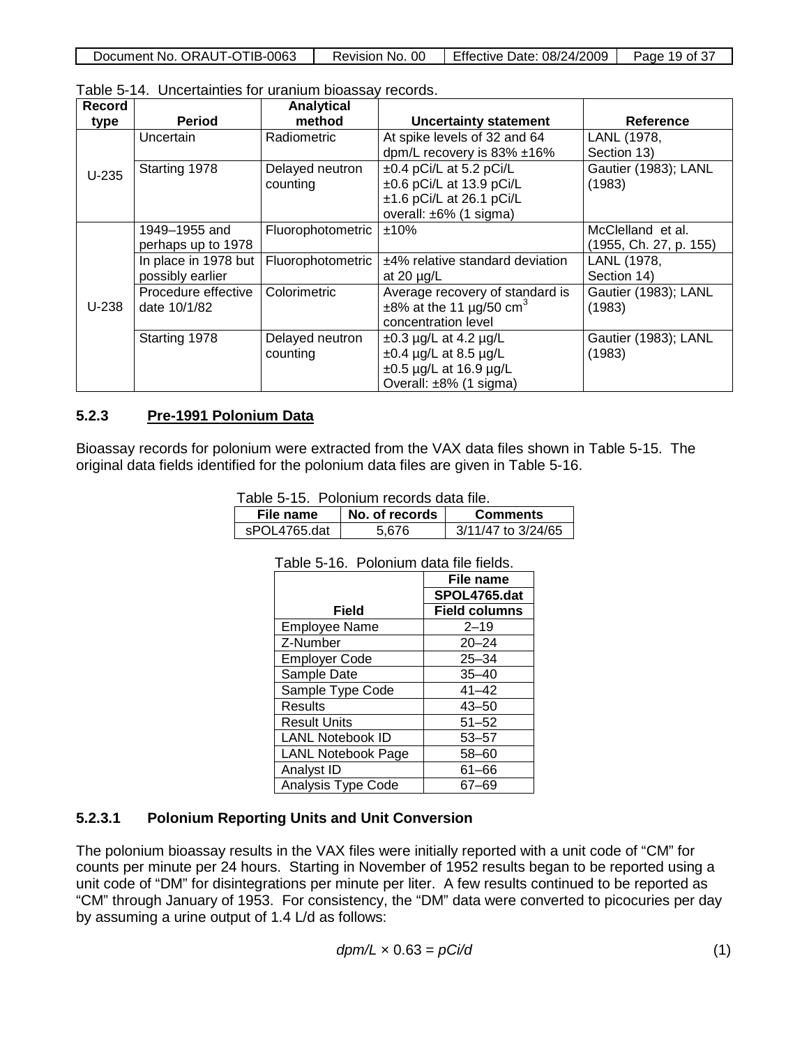Table 5-14. Uncertainties for uranium bioassay records.

| Record type | Period | Analytical method | Uncertainty statement | Reference |
|---|---|---|---|---|
| U-235 | Uncertain | Radiometric | At spike levels of 32 and 64 dpm/L recovery is 83% ±16% | LANL (1978, Section 13) |
| | Starting 1978 | Delayed neutron counting | ±0.4 pCi/L at 5.2 pCi/L<br>±0.6 pCi/L at 13.9 pCi/L<br>±1.6 pCi/L at 26.1 pCi/L<br>overall: ±6% (1 sigma) | Gautier (1983); LANL (1983) |
| U-238 | 1949–1955 and perhaps up to 1978 | Fluorophotometric | ±10% | McClelland et al. (1955, Ch. 27, p. 155) |
| | In place in 1978 but possibly earlier | Fluorophotometric | ±4% relative standard deviation at 20 µg/L | LANL (1978, Section 14) |
| | Procedure effective date 10/1/82 | Colorimetric | Average recovery of standard is ±8% at the 11 µg/50 $cm^3$ concentration level | Gautier (1983); LANL (1983) |
| | Starting 1978 | Delayed neutron counting | ±0.3 µg/L at 4.2 µg/L<br>±0.4 µg/L at 8.5 µg/L<br>±0.5 µg/L at 16.9 µg/L<br>Overall: ±8% (1 sigma) | Gautier (1983); LANL (1983) |

### 5.2.3 Pre-1991 Polonium Data

Bioassay records for polonium were extracted from the VAX data files shown in Table 5-15. The original data fields identified for the polonium data files are given in Table 5-16.

Table 5-15. Polonium records data file.

| File name | No. of records | Comments |
|---|---|---|
| sPOL4765.dat | 5,676 | 3/11/47 to 3/24/65 |

Table 5-16. Polonium data file fields.

| | File name |
|---|---|
| | SPOL4765.dat |
| Field | Field columns |
| Employee Name | 2–19 |
| Z-Number | 20–24 |
| Employer Code | 25–34 |
| Sample Date | 35–40 |
| Sample Type Code | 41–42 |
| Results | 43–50 |
| Result Units | 51–52 |
| LANL Notebook ID | 53–57 |
| LANL Notebook Page | 58–60 |
| Analyst ID | 61–66 |
| Analysis Type Code | 67–69 |

#### 5.2.3.1 Polonium Reporting Units and Unit Conversion

The polonium bioassay results in the VAX files were initially reported with a unit code of "CM" for counts per minute per 24 hours. Starting in November of 1952 results began to be reported using a unit code of "DM" for disintegrations per minute per liter. A few results continued to be reported as "CM" through January of 1953. For consistency, the "DM" data were converted to picocuries per day by assuming a urine output of 1.4 L/d as follows:

$$dpm/L \times 0.63 = pCi/d \quad (1)$$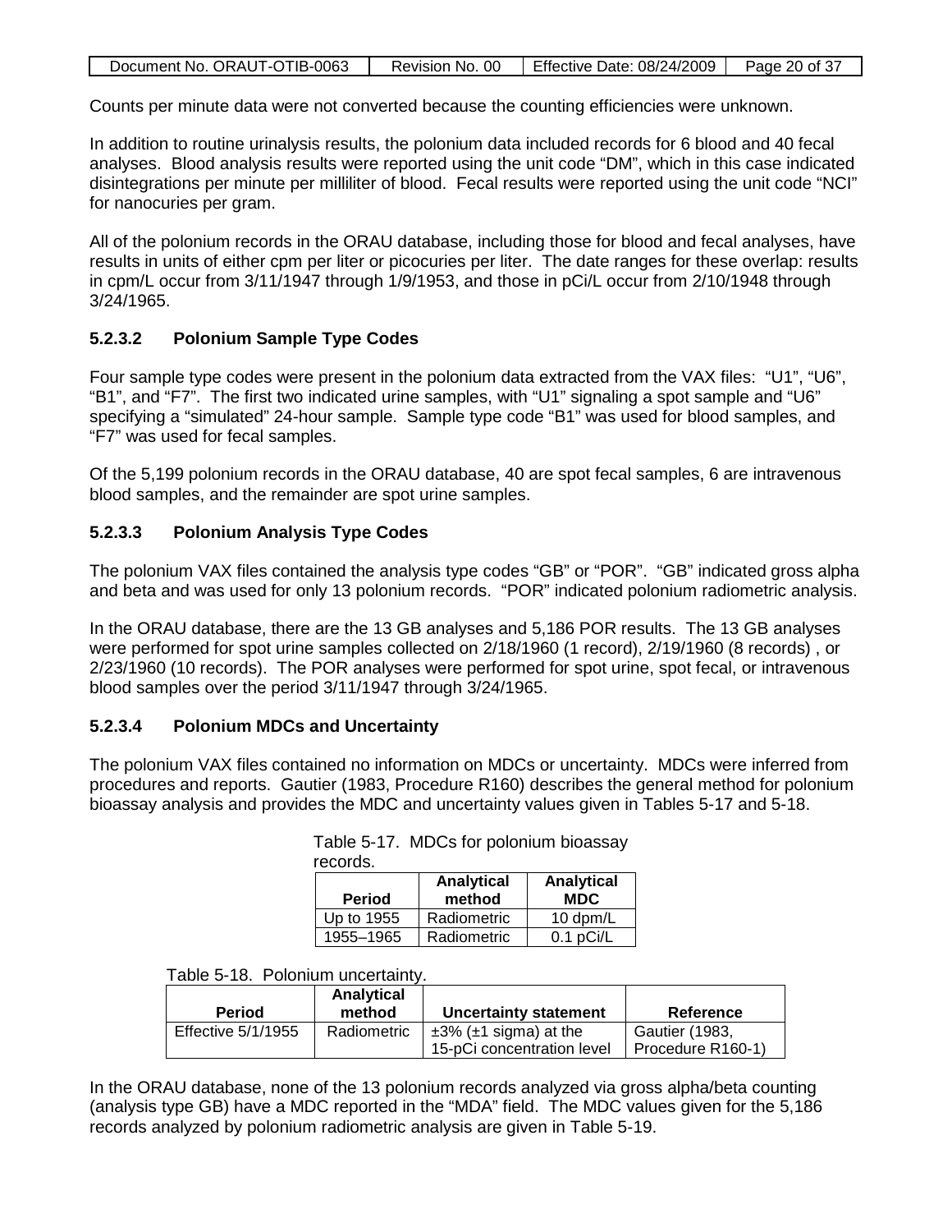Counts per minute data were not converted because the counting efficiencies were unknown.

In addition to routine urinalysis results, the polonium data included records for 6 blood and 40 fecal analyses. Blood analysis results were reported using the unit code "DM", which in this case indicated disintegrations per minute per milliliter of blood. Fecal results were reported using the unit code "NCI" for nanocuries per gram.

All of the polonium records in the ORAU database, including those for blood and fecal analyses, have results in units of either cpm per liter or picocuries per liter. The date ranges for these overlap: results in cpm/L occur from 3/11/1947 through 1/9/1953, and those in pCi/L occur from 2/10/1948 through 3/24/1965.

### 5.2.3.2 Polonium Sample Type Codes

Four sample type codes were present in the polonium data extracted from the VAX files: "U1", "U6", "B1", and "F7". The first two indicated urine samples, with "U1" signaling a spot sample and "U6" specifying a "simulated" 24-hour sample. Sample type code "B1" was used for blood samples, and "F7" was used for fecal samples.

Of the 5,199 polonium records in the ORAU database, 40 are spot fecal samples, 6 are intravenous blood samples, and the remainder are spot urine samples.

### 5.2.3.3 Polonium Analysis Type Codes

The polonium VAX files contained the analysis type codes "GB" or "POR". "GB" indicated gross alpha and beta and was used for only 13 polonium records. "POR" indicated polonium radiometric analysis.

In the ORAU database, there are the 13 GB analyses and 5,186 POR results. The 13 GB analyses were performed for spot urine samples collected on 2/18/1960 (1 record), 2/19/1960 (8 records) , or 2/23/1960 (10 records). The POR analyses were performed for spot urine, spot fecal, or intravenous blood samples over the period 3/11/1947 through 3/24/1965.

### 5.2.3.4 Polonium MDCs and Uncertainty

The polonium VAX files contained no information on MDCs or uncertainty. MDCs were inferred from procedures and reports. Gautier (1983, Procedure R160) describes the general method for polonium bioassay analysis and provides the MDC and uncertainty values given in Tables 5-17 and 5-18.

Table 5-17. MDCs for polonium bioassay records.

| Period | Analytical method | Analytical MDC |
|---|---|---|
| Up to 1955 | Radiometric | 10 dpm/L |
| 1955–1965 | Radiometric | 0.1 pCi/L |

Table 5-18. Polonium uncertainty.

| Period | Analytical method | Uncertainty statement | Reference |
|---|---|---|---|
| Effective 5/1/1955 | Radiometric | ±3% (±1 sigma) at the 15-pCi concentration level | Gautier (1983, Procedure R160-1) |

In the ORAU database, none of the 13 polonium records analyzed via gross alpha/beta counting (analysis type GB) have a MDC reported in the "MDA" field. The MDC values given for the 5,186 records analyzed by polonium radiometric analysis are given in Table 5-19.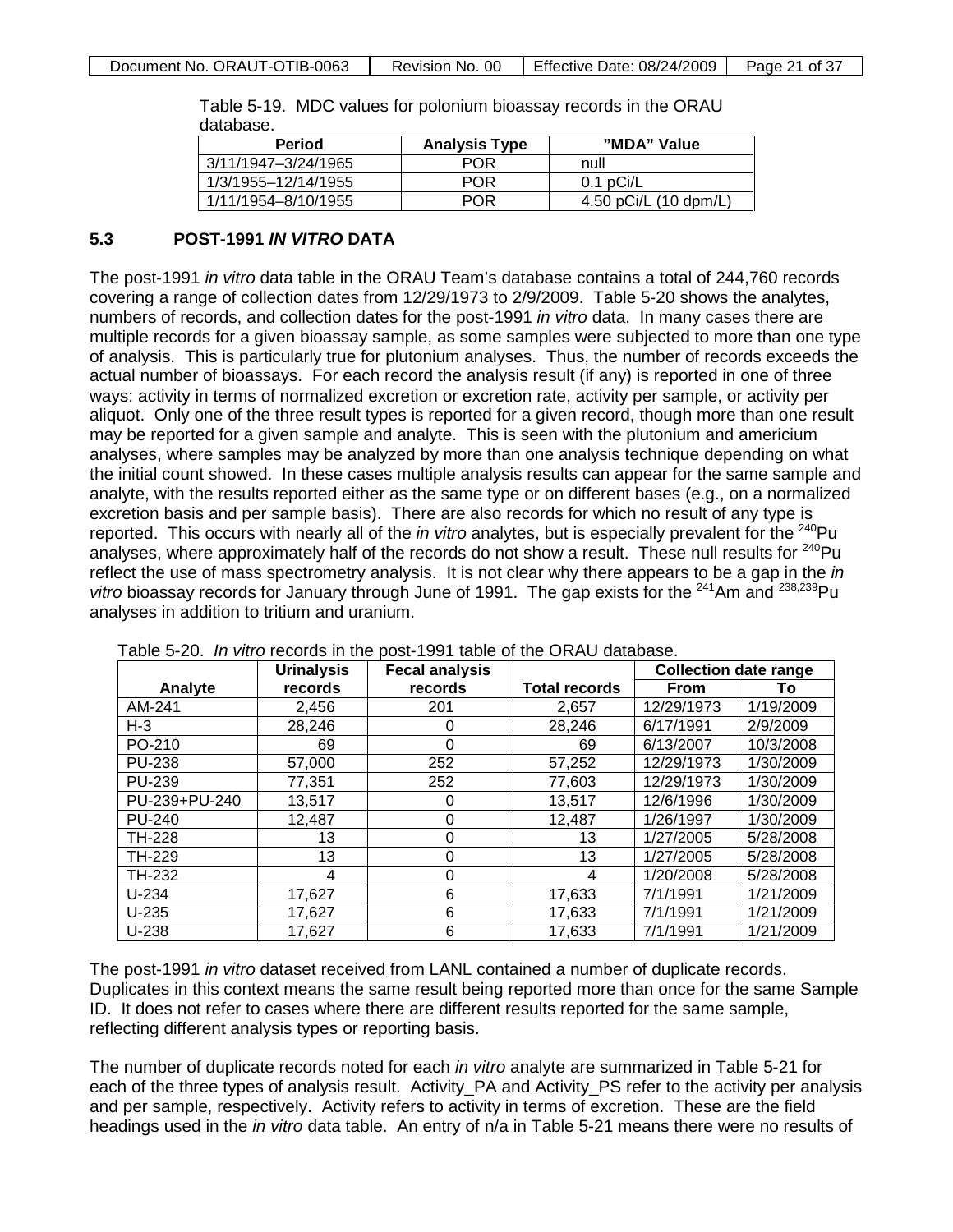Table 5-19. MDC values for polonium bioassay records in the ORAU database.

| Period | Analysis Type | "MDA" Value |
|---|---|---|
| 3/11/1947–3/24/1965 | POR | null |
| 1/3/1955–12/14/1955 | POR | 0.1 pCi/L |
| 1/11/1954–8/10/1955 | POR | 4.50 pCi/L (10 dpm/L) |

## 5.3 POST-1991 *IN VITRO* DATA

The post-1991 *in vitro* data table in the ORAU Team's database contains a total of 244,760 records covering a range of collection dates from 12/29/1973 to 2/9/2009. Table 5-20 shows the analytes, numbers of records, and collection dates for the post-1991 *in vitro* data. In many cases there are multiple records for a given bioassay sample, as some samples were subjected to more than one type of analysis. This is particularly true for plutonium analyses. Thus, the number of records exceeds the actual number of bioassays. For each record the analysis result (if any) is reported in one of three ways: activity in terms of normalized excretion or excretion rate, activity per sample, or activity per aliquot. Only one of the three result types is reported for a given record, though more than one result may be reported for a given sample and analyte. This is seen with the plutonium and americium analyses, where samples may be analyzed by more than one analysis technique depending on what the initial count showed. In these cases multiple analysis results can appear for the same sample and analyte, with the results reported either as the same type or on different bases (e.g., on a normalized excretion basis and per sample basis). There are also records for which no result of any type is reported. This occurs with nearly all of the *in vitro* analytes, but is especially prevalent for the $^{240}$Pu analyses, where approximately half of the records do not show a result. These null results for $^{240}$Pu reflect the use of mass spectrometry analysis. It is not clear why there appears to be a gap in the *in vitro* bioassay records for January through June of 1991. The gap exists for the $^{241}$Am and $^{238,239}$Pu analyses in addition to tritium and uranium.

Table 5-20. *In vitro* records in the post-1991 table of the ORAU database.

| Analyte | Urinalysis records | Fecal analysis records | Total records | Collection date range | |
|---|---|---|---|---|---|
| | | | | From | To |
| AM-241 | 2,456 | 201 | 2,657 | 12/29/1973 | 1/19/2009 |
| H-3 | 28,246 | 0 | 28,246 | 6/17/1991 | 2/9/2009 |
| PO-210 | 69 | 0 | 69 | 6/13/2007 | 10/3/2008 |
| PU-238 | 57,000 | 252 | 57,252 | 12/29/1973 | 1/30/2009 |
| PU-239 | 77,351 | 252 | 77,603 | 12/29/1973 | 1/30/2009 |
| PU-239+PU-240 | 13,517 | 0 | 13,517 | 12/6/1996 | 1/30/2009 |
| PU-240 | 12,487 | 0 | 12,487 | 1/26/1997 | 1/30/2009 |
| TH-228 | 13 | 0 | 13 | 1/27/2005 | 5/28/2008 |
| TH-229 | 13 | 0 | 13 | 1/27/2005 | 5/28/2008 |
| TH-232 | 4 | 0 | 4 | 1/20/2008 | 5/28/2008 |
| U-234 | 17,627 | 6 | 17,633 | 7/1/1991 | 1/21/2009 |
| U-235 | 17,627 | 6 | 17,633 | 7/1/1991 | 1/21/2009 |
| U-238 | 17,627 | 6 | 17,633 | 7/1/1991 | 1/21/2009 |

The post-1991 *in vitro* dataset received from LANL contained a number of duplicate records. Duplicates in this context means the same result being reported more than once for the same Sample ID. It does not refer to cases where there are different results reported for the same sample, reflecting different analysis types or reporting basis.

The number of duplicate records noted for each *in vitro* analyte are summarized in Table 5-21 for each of the three types of analysis result. Activity_PA and Activity_PS refer to the activity per analysis and per sample, respectively. Activity refers to activity in terms of excretion. These are the field headings used in the *in vitro* data table. An entry of n/a in Table 5-21 means there were no results of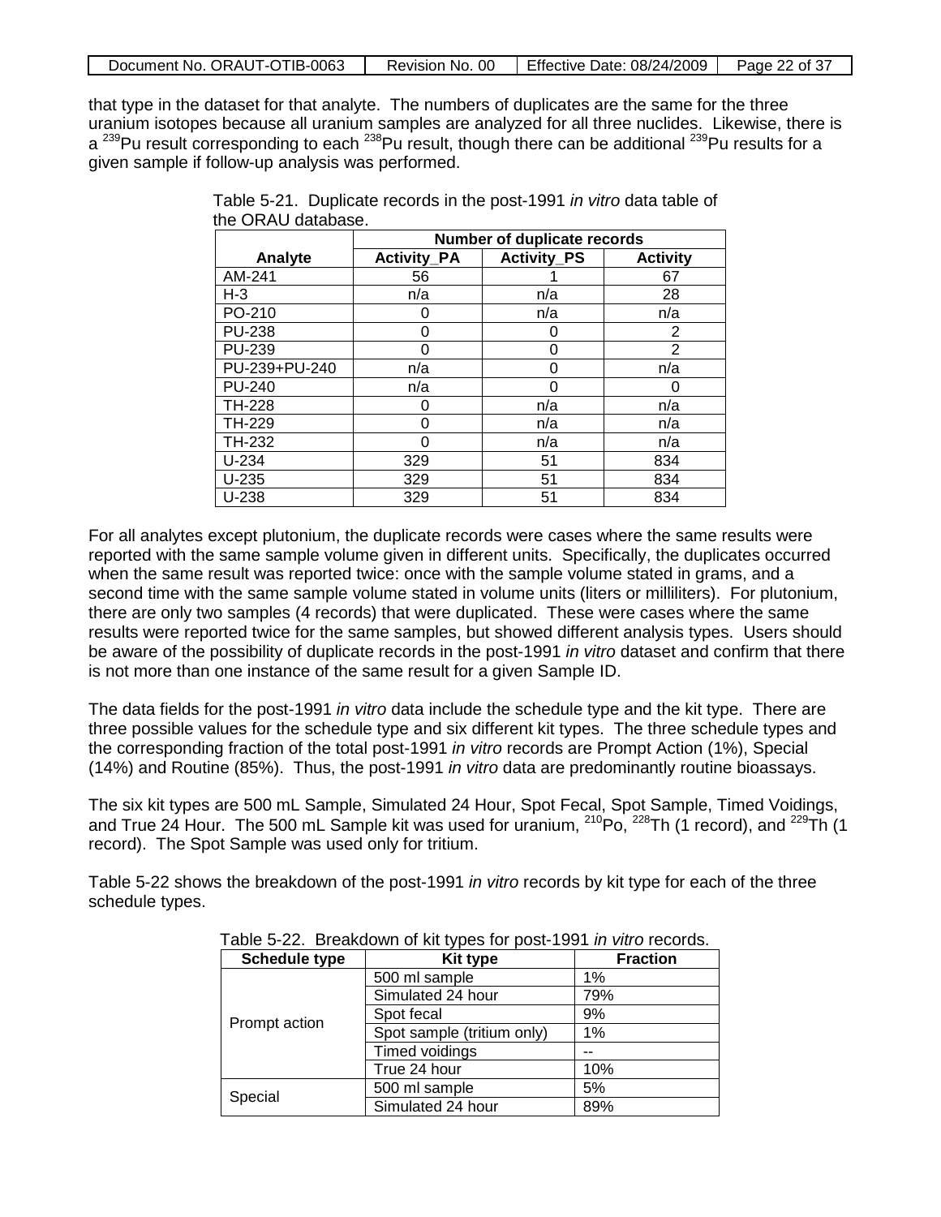that type in the dataset for that analyte. The numbers of duplicates are the same for the three uranium isotopes because all uranium samples are analyzed for all three nuclides. Likewise, there is a $^{239}$Pu result corresponding to each $^{238}$Pu result, though there can be additional $^{239}$Pu results for a given sample if follow-up analysis was performed.

Table 5-21. Duplicate records in the post-1991 *in vitro* data table of the ORAU database.

| | Number of duplicate records | | |
|---|---|---|---|
| Analyte | Activity_PA | Activity_PS | Activity |
| AM-241 | 56 | 1 | 67 |
| H-3 | n/a | n/a | 28 |
| PO-210 | 0 | n/a | n/a |
| PU-238 | 0 | 0 | 2 |
| PU-239 | 0 | 0 | 2 |
| PU-239+PU-240 | n/a | 0 | n/a |
| PU-240 | n/a | 0 | 0 |
| TH-228 | 0 | n/a | n/a |
| TH-229 | 0 | n/a | n/a |
| TH-232 | 0 | n/a | n/a |
| U-234 | 329 | 51 | 834 |
| U-235 | 329 | 51 | 834 |
| U-238 | 329 | 51 | 834 |

For all analytes except plutonium, the duplicate records were cases where the same results were reported with the same sample volume given in different units. Specifically, the duplicates occurred when the same result was reported twice: once with the sample volume stated in grams, and a second time with the same sample volume stated in volume units (liters or milliliters). For plutonium, there are only two samples (4 records) that were duplicated. These were cases where the same results were reported twice for the same samples, but showed different analysis types. Users should be aware of the possibility of duplicate records in the post-1991 *in vitro* dataset and confirm that there is not more than one instance of the same result for a given Sample ID.

The data fields for the post-1991 *in vitro* data include the schedule type and the kit type. There are three possible values for the schedule type and six different kit types. The three schedule types and the corresponding fraction of the total post-1991 *in vitro* records are Prompt Action (1%), Special (14%) and Routine (85%). Thus, the post-1991 *in vitro* data are predominantly routine bioassays.

The six kit types are 500 mL Sample, Simulated 24 Hour, Spot Fecal, Spot Sample, Timed Voidings, and True 24 Hour. The 500 mL Sample kit was used for uranium, $^{210}$Po, $^{228}$Th (1 record), and $^{229}$Th (1 record). The Spot Sample was used only for tritium.

Table 5-22 shows the breakdown of the post-1991 *in vitro* records by kit type for each of the three schedule types.

Table 5-22. Breakdown of kit types for post-1991 *in vitro* records.

| Schedule type | Kit type | Fraction |
|---|---|---|
| Prompt action | 500 ml sample | 1% |
| | Simulated 24 hour | 79% |
| | Spot fecal | 9% |
| | Spot sample (tritium only) | 1% |
| | Timed voidings | -- |
| | True 24 hour | 10% |
| Special | 500 ml sample | 5% |
| | Simulated 24 hour | 89% |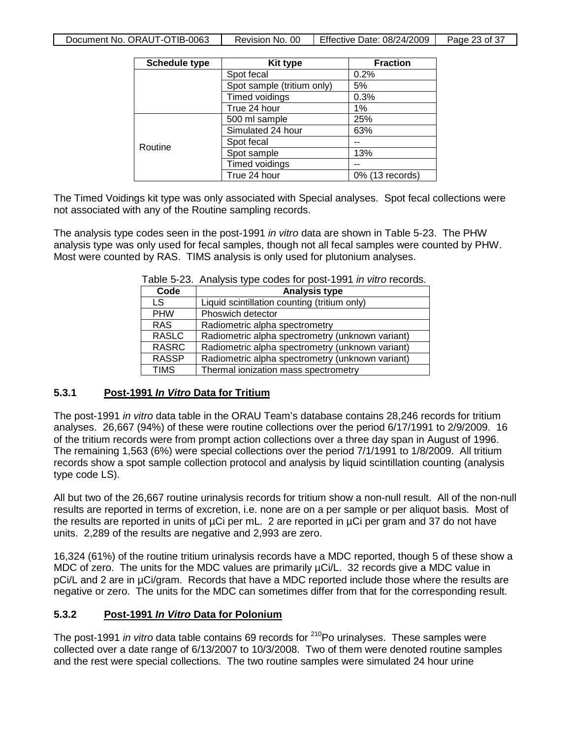| Schedule type | Kit type | Fraction |
|---|---|---|
| | Spot fecal | 0.2% |
| | Spot sample (tritium only) | 5% |
| | Timed voidings | 0.3% |
| | True 24 hour | 1% |
| Routine | 500 ml sample | 25% |
| | Simulated 24 hour | 63% |
| | Spot fecal | -- |
| | Spot sample | 13% |
| | Timed voidings | -- |
| | True 24 hour | 0% (13 records) |

The Timed Voidings kit type was only associated with Special analyses. Spot fecal collections were not associated with any of the Routine sampling records.

The analysis type codes seen in the post-1991 *in vitro* data are shown in Table 5-23. The PHW analysis type was only used for fecal samples, though not all fecal samples were counted by PHW. Most were counted by RAS. TIMS analysis is only used for plutonium analyses.

Table 5-23. Analysis type codes for post-1991 *in vitro* records.

| Code | Analysis type |
|---|---|
| LS | Liquid scintillation counting (tritium only) |
| PHW | Phoswich detector |
| RAS | Radiometric alpha spectrometry |
| RASLC | Radiometric alpha spectrometry (unknown variant) |
| RASRC | Radiometric alpha spectrometry (unknown variant) |
| RASSP | Radiometric alpha spectrometry (unknown variant) |
| TIMS | Thermal ionization mass spectrometry |

### 5.3.1 Post-1991 *In Vitro* Data for Tritium

The post-1991 *in vitro* data table in the ORAU Team's database contains 28,246 records for tritium analyses. 26,667 (94%) of these were routine collections over the period 6/17/1991 to 2/9/2009. 16 of the tritium records were from prompt action collections over a three day span in August of 1996. The remaining 1,563 (6%) were special collections over the period 7/1/1991 to 1/8/2009. All tritium records show a spot sample collection protocol and analysis by liquid scintillation counting (analysis type code LS).

All but two of the 26,667 routine urinalysis records for tritium show a non-null result. All of the non-null results are reported in terms of excretion, i.e. none are on a per sample or per aliquot basis. Most of the results are reported in units of µCi per mL. 2 are reported in µCi per gram and 37 do not have units. 2,289 of the results are negative and 2,993 are zero.

16,324 (61%) of the routine tritium urinalysis records have a MDC reported, though 5 of these show a MDC of zero. The units for the MDC values are primarily µCi/L. 32 records give a MDC value in pCi/L and 2 are in µCi/gram. Records that have a MDC reported include those where the results are negative or zero. The units for the MDC can sometimes differ from that for the corresponding result.

### 5.3.2 Post-1991 *In Vitro* Data for Polonium

The post-1991 *in vitro* data table contains 69 records for $^{210}$Po urinalyses. These samples were collected over a date range of 6/13/2007 to 10/3/2008. Two of them were denoted routine samples and the rest were special collections. The two routine samples were simulated 24 hour urine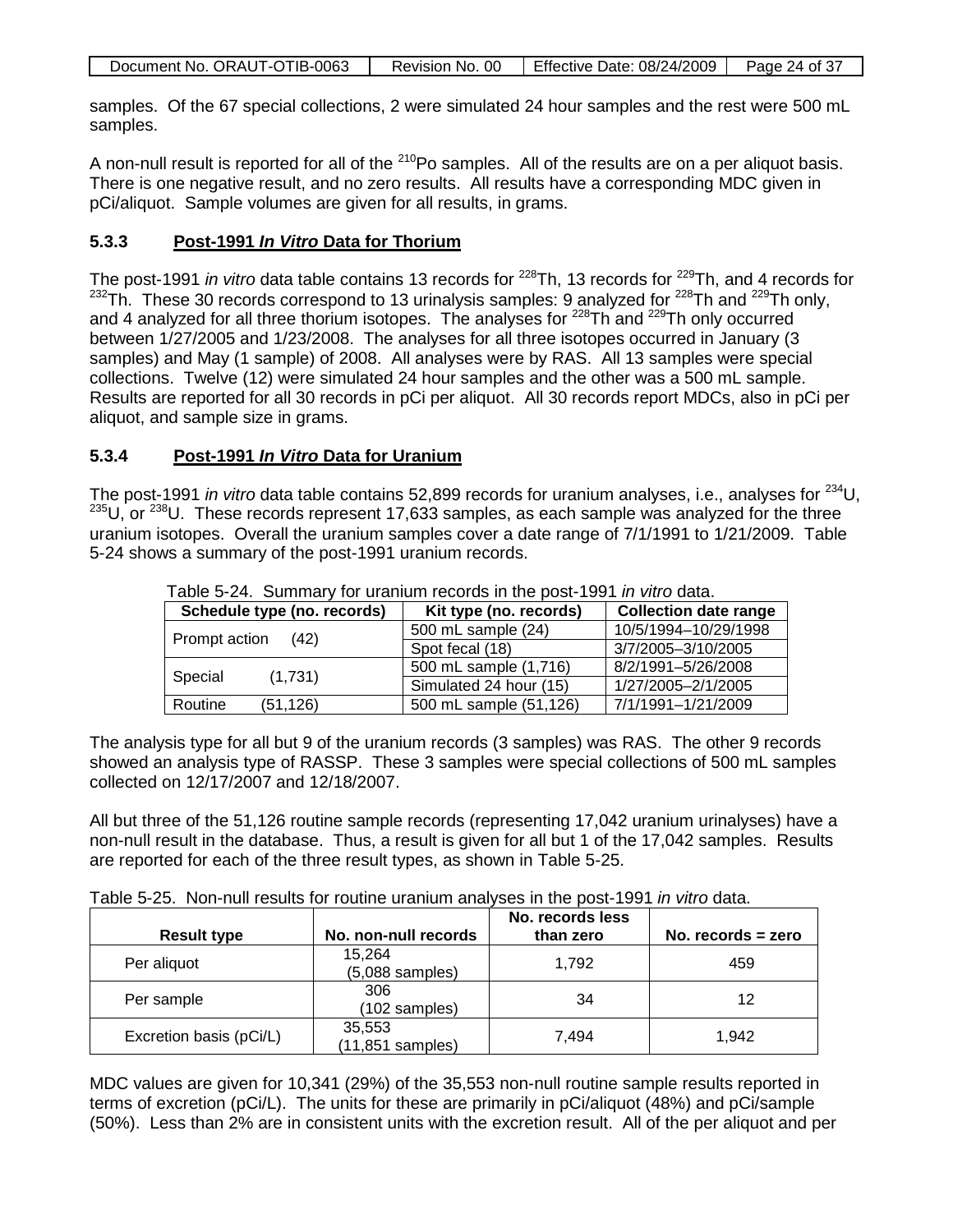samples. Of the 67 special collections, 2 were simulated 24 hour samples and the rest were 500 mL samples.

A non-null result is reported for all of the $^{210}$Po samples. All of the results are on a per aliquot basis. There is one negative result, and no zero results. All results have a corresponding MDC given in pCi/aliquot. Sample volumes are given for all results, in grams.

### 5.3.3 Post-1991 *In Vitro* Data for Thorium

The post-1991 *in vitro* data table contains 13 records for $^{228}$Th, 13 records for $^{229}$Th, and 4 records for $^{232}$Th. These 30 records correspond to 13 urinalysis samples: 9 analyzed for $^{228}$Th and $^{229}$Th only, and 4 analyzed for all three thorium isotopes. The analyses for $^{228}$Th and $^{229}$Th only occurred between 1/27/2005 and 1/23/2008. The analyses for all three isotopes occurred in January (3 samples) and May (1 sample) of 2008. All analyses were by RAS. All 13 samples were special collections. Twelve (12) were simulated 24 hour samples and the other was a 500 mL sample. Results are reported for all 30 records in pCi per aliquot. All 30 records report MDCs, also in pCi per aliquot, and sample size in grams.

### 5.3.4 Post-1991 *In Vitro* Data for Uranium

The post-1991 *in vitro* data table contains 52,899 records for uranium analyses, i.e., analyses for $^{234}$U, $^{235}$U, or $^{238}$U. These records represent 17,633 samples, as each sample was analyzed for the three uranium isotopes. Overall the uranium samples cover a date range of 7/1/1991 to 1/21/2009. Table 5-24 shows a summary of the post-1991 uranium records.

Table 5-24. Summary for uranium records in the post-1991 *in vitro* data.

| Schedule type (no. records) | Kit type (no. records) | Collection date range |
|---|---|---|
| Prompt action (42) | 500 mL sample (24) | 10/5/1994–10/29/1998 |
| | Spot fecal (18) | 3/7/2005–3/10/2005 |
| Special (1,731) | 500 mL sample (1,716) | 8/2/1991–5/26/2008 |
| | Simulated 24 hour (15) | 1/27/2005–2/1/2005 |
| Routine (51,126) | 500 mL sample (51,126) | 7/1/1991–1/21/2009 |

The analysis type for all but 9 of the uranium records (3 samples) was RAS. The other 9 records showed an analysis type of RASSP. These 3 samples were special collections of 500 mL samples collected on 12/17/2007 and 12/18/2007.

All but three of the 51,126 routine sample records (representing 17,042 uranium urinalyses) have a non-null result in the database. Thus, a result is given for all but 1 of the 17,042 samples. Results are reported for each of the three result types, as shown in Table 5-25.

Table 5-25. Non-null results for routine uranium analyses in the post-1991 *in vitro* data.

| Result type | No. non-null records | No. records less than zero | No. records = zero |
|---|---|---|---|
| Per aliquot | 15,264 (5,088 samples) | 1,792 | 459 |
| Per sample | 306 (102 samples) | 34 | 12 |
| Excretion basis (pCi/L) | 35,553 (11,851 samples) | 7,494 | 1,942 |

MDC values are given for 10,341 (29%) of the 35,553 non-null routine sample results reported in terms of excretion (pCi/L). The units for these are primarily in pCi/aliquot (48%) and pCi/sample (50%). Less than 2% are in consistent units with the excretion result. All of the per aliquot and per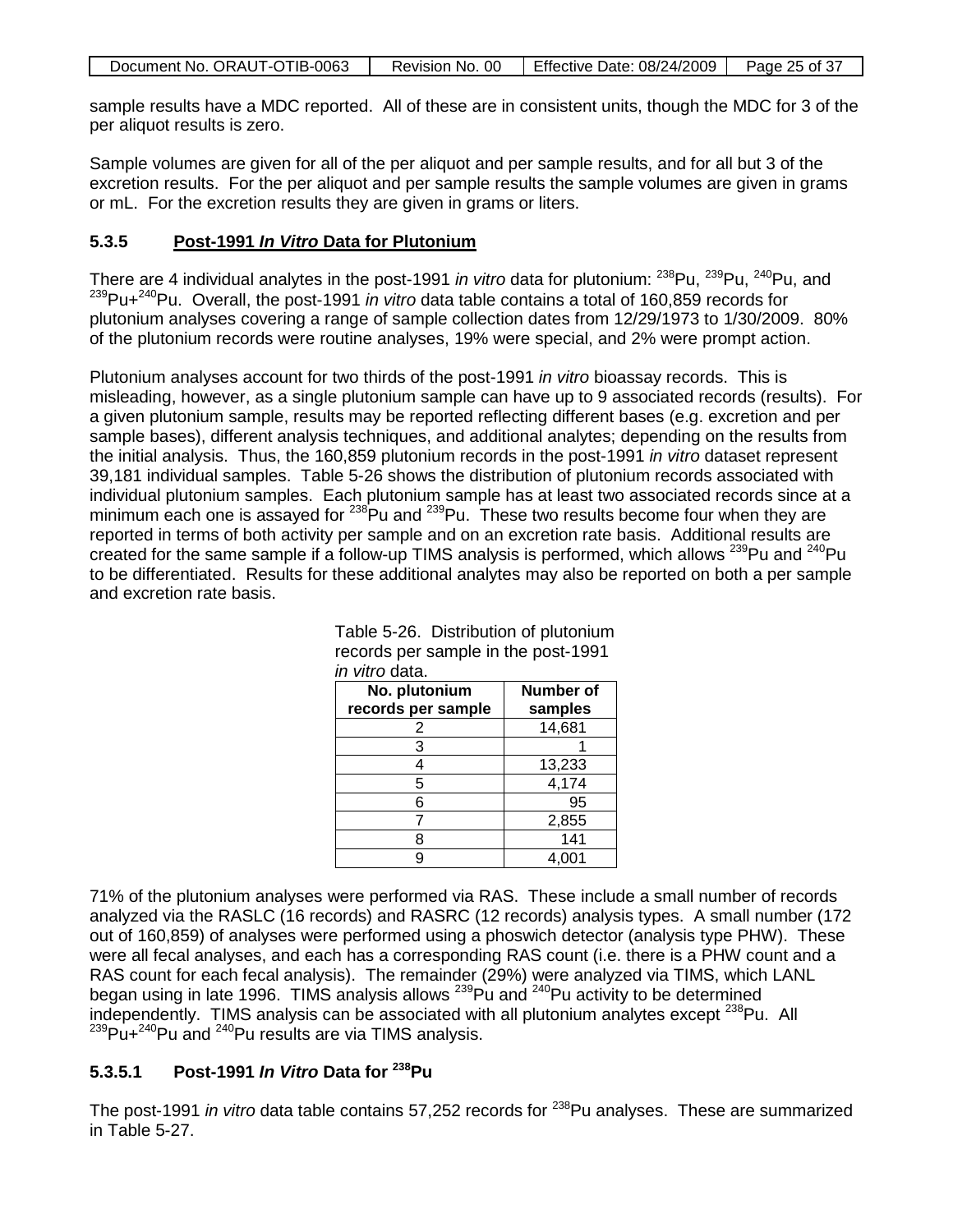sample results have a MDC reported. All of these are in consistent units, though the MDC for 3 of the per aliquot results is zero.

Sample volumes are given for all of the per aliquot and per sample results, and for all but 3 of the excretion results. For the per aliquot and per sample results the sample volumes are given in grams or mL. For the excretion results they are given in grams or liters.

### 5.3.5 Post-1991 *In Vitro* Data for Plutonium

There are 4 individual analytes in the post-1991 *in vitro* data for plutonium: $^{238}$Pu, $^{239}$Pu, $^{240}$Pu, and $^{239}$Pu+$^{240}$Pu. Overall, the post-1991 *in vitro* data table contains a total of 160,859 records for plutonium analyses covering a range of sample collection dates from 12/29/1973 to 1/30/2009. 80% of the plutonium records were routine analyses, 19% were special, and 2% were prompt action.

Plutonium analyses account for two thirds of the post-1991 *in vitro* bioassay records. This is misleading, however, as a single plutonium sample can have up to 9 associated records (results). For a given plutonium sample, results may be reported reflecting different bases (e.g. excretion and per sample bases), different analysis techniques, and additional analytes; depending on the results from the initial analysis. Thus, the 160,859 plutonium records in the post-1991 *in vitro* dataset represent 39,181 individual samples. Table 5-26 shows the distribution of plutonium records associated with individual plutonium samples. Each plutonium sample has at least two associated records since at a minimum each one is assayed for $^{238}$Pu and $^{239}$Pu. These two results become four when they are reported in terms of both activity per sample and on an excretion rate basis. Additional results are created for the same sample if a follow-up TIMS analysis is performed, which allows $^{239}$Pu and $^{240}$Pu to be differentiated. Results for these additional analytes may also be reported on both a per sample and excretion rate basis.

Table 5-26. Distribution of plutonium records per sample in the post-1991 *in vitro* data.

| No. plutonium records per sample | Number of samples |
|---|---|
| 2 | 14,681 |
| 3 | 1 |
| 4 | 13,233 |
| 5 | 4,174 |
| 6 | 95 |
| 7 | 2,855 |
| 8 | 141 |
| 9 | 4,001 |

71% of the plutonium analyses were performed via RAS. These include a small number of records analyzed via the RASLC (16 records) and RASRC (12 records) analysis types. A small number (172 out of 160,859) of analyses were performed using a phoswich detector (analysis type PHW). These were all fecal analyses, and each has a corresponding RAS count (i.e. there is a PHW count and a RAS count for each fecal analysis). The remainder (29%) were analyzed via TIMS, which LANL began using in late 1996. TIMS analysis allows $^{239}$Pu and $^{240}$Pu activity to be determined independently. TIMS analysis can be associated with all plutonium analytes except $^{238}$Pu. All $^{239}$Pu+$^{240}$Pu and $^{240}$Pu results are via TIMS analysis.

#### 5.3.5.1 Post-1991 *In Vitro* Data for $^{238}$Pu

The post-1991 *in vitro* data table contains 57,252 records for $^{238}$Pu analyses. These are summarized in Table 5-27.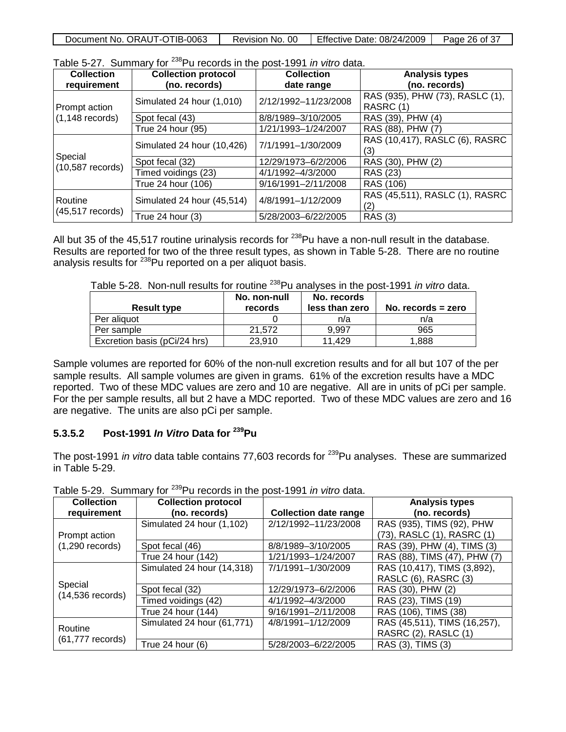Table 5-27. Summary for $^{238}$Pu records in the post-1991 *in vitro* data.

| Collection requirement | Collection protocol (no. records) | Collection date range | Analysis types (no. records) |
|---|---|---|---|
| Prompt action (1,148 records) | Simulated 24 hour (1,010) | 2/12/1992–11/23/2008 | RAS (935), PHW (73), RASLC (1), RASRC (1) |
| | Spot fecal (43) | 8/8/1989–3/10/2005 | RAS (39), PHW (4) |
| | True 24 hour (95) | 1/21/1993–1/24/2007 | RAS (88), PHW (7) |
| Special (10,587 records) | Simulated 24 hour (10,426) | 7/1/1991–1/30/2009 | RAS (10,417), RASLC (6), RASRC (3) |
| | Spot fecal (32) | 12/29/1973–6/2/2006 | RAS (30), PHW (2) |
| | Timed voidings (23) | 4/1/1992–4/3/2000 | RAS (23) |
| | True 24 hour (106) | 9/16/1991–2/11/2008 | RAS (106) |
| Routine (45,517 records) | Simulated 24 hour (45,514) | 4/8/1991–1/12/2009 | RAS (45,511), RASLC (1), RASRC (2) |
| | True 24 hour (3) | 5/28/2003–6/22/2005 | RAS (3) |

All but 35 of the 45,517 routine urinalysis records for $^{238}$Pu have a non-null result in the database. Results are reported for two of the three result types, as shown in Table 5-28. There are no routine analysis results for $^{238}$Pu reported on a per aliquot basis.

Table 5-28. Non-null results for routine $^{238}$Pu analyses in the post-1991 *in vitro* data.

| Result type | No. non-null records | No. records less than zero | No. records = zero |
|---|---|---|---|
| Per aliquot | 0 | n/a | n/a |
| Per sample | 21,572 | 9,997 | 965 |
| Excretion basis (pCi/24 hrs) | 23,910 | 11,429 | 1,888 |

Sample volumes are reported for 60% of the non-null excretion results and for all but 107 of the per sample results. All sample volumes are given in grams. 61% of the excretion results have a MDC reported. Two of these MDC values are zero and 10 are negative. All are in units of pCi per sample. For the per sample results, all but 2 have a MDC reported. Two of these MDC values are zero and 16 are negative. The units are also pCi per sample.

### 5.3.5.2 Post-1991 *In Vitro* Data for $^{239}$Pu

The post-1991 *in vitro* data table contains 77,603 records for $^{239}$Pu analyses. These are summarized in Table 5-29.

Table 5-29. Summary for $^{239}$Pu records in the post-1991 *in vitro* data.

| Collection requirement | Collection protocol (no. records) | Collection date range | Analysis types (no. records) |
|---|---|---|---|
| Prompt action (1,290 records) | Simulated 24 hour (1,102) | 2/12/1992–11/23/2008 | RAS (935), TIMS (92), PHW (73), RASLC (1), RASRC (1) |
| | Spot fecal (46) | 8/8/1989–3/10/2005 | RAS (39), PHW (4), TIMS (3) |
| | True 24 hour (142) | 1/21/1993–1/24/2007 | RAS (88), TIMS (47), PHW (7) |
| Special (14,536 records) | Simulated 24 hour (14,318) | 7/1/1991–1/30/2009 | RAS (10,417), TIMS (3,892), RASLC (6), RASRC (3) |
| | Spot fecal (32) | 12/29/1973–6/2/2006 | RAS (30), PHW (2) |
| | Timed voidings (42) | 4/1/1992–4/3/2000 | RAS (23), TIMS (19) |
| | True 24 hour (144) | 9/16/1991–2/11/2008 | RAS (106), TIMS (38) |
| Routine (61,777 records) | Simulated 24 hour (61,771) | 4/8/1991–1/12/2009 | RAS (45,511), TIMS (16,257), RASRC (2), RASLC (1) |
| | True 24 hour (6) | 5/28/2003–6/22/2005 | RAS (3), TIMS (3) |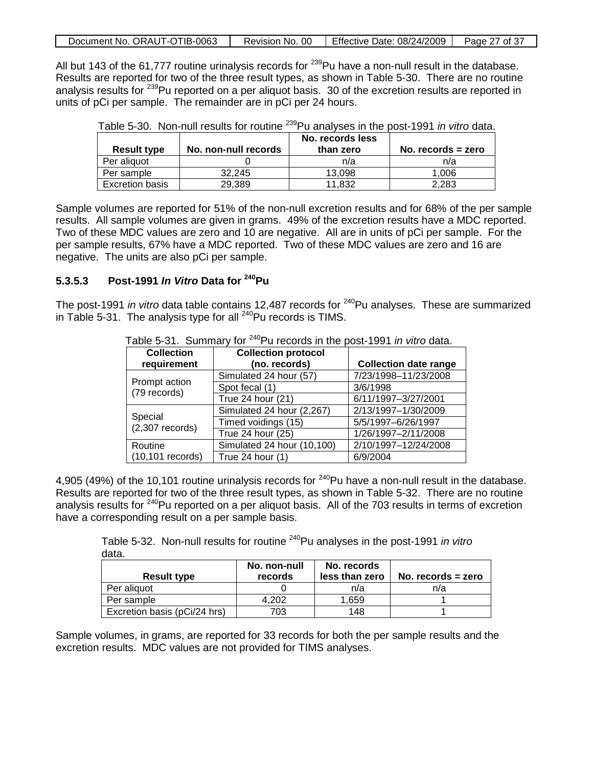All but 143 of the 61,777 routine urinalysis records for $^{239}$Pu have a non-null result in the database. Results are reported for two of the three result types, as shown in Table 5-30. There are no routine analysis results for $^{239}$Pu reported on a per aliquot basis. 30 of the excretion results are reported in units of pCi per sample. The remainder are in pCi per 24 hours.

Table 5-30. Non-null results for routine $^{239}$Pu analyses in the post-1991 *in vitro* data.

| Result type | No. non-null records | No. records less than zero | No. records = zero |
|---|---|---|---|
| Per aliquot | 0 | n/a | n/a |
| Per sample | 32,245 | 13,098 | 1,006 |
| Excretion basis | 29,389 | 11,832 | 2,283 |

Sample volumes are reported for 51% of the non-null excretion results and for 68% of the per sample results. All sample volumes are given in grams. 49% of the excretion results have a MDC reported. Two of these MDC values are zero and 10 are negative. All are in units of pCi per sample. For the per sample results, 67% have a MDC reported. Two of these MDC values are zero and 16 are negative. The units are also pCi per sample.

### 5.3.5.3 Post-1991 *In Vitro* Data for $^{240}$Pu

The post-1991 *in vitro* data table contains 12,487 records for $^{240}$Pu analyses. These are summarized in Table 5-31. The analysis type for all $^{240}$Pu records is TIMS.

Table 5-31. Summary for $^{240}$Pu records in the post-1991 *in vitro* data.

| Collection requirement | Collection protocol (no. records) | Collection date range |
|---|---|---|
| Prompt action (79 records) | Simulated 24 hour (57) | 7/23/1998–11/23/2008 |
| | Spot fecal (1) | 3/6/1998 |
| | True 24 hour (21) | 6/11/1997–3/27/2001 |
| Special (2,307 records) | Simulated 24 hour (2,267) | 2/13/1997–1/30/2009 |
| | Timed voidings (15) | 5/5/1997–6/26/1997 |
| | True 24 hour (25) | 1/26/1997–2/11/2008 |
| Routine (10,101 records) | Simulated 24 hour (10,100) | 2/10/1997–12/24/2008 |
| | True 24 hour (1) | 6/9/2004 |

4,905 (49%) of the 10,101 routine urinalysis records for $^{240}$Pu have a non-null result in the database. Results are reported for two of the three result types, as shown in Table 5-32. There are no routine analysis results for $^{240}$Pu reported on a per aliquot basis. All of the 703 results in terms of excretion have a corresponding result on a per sample basis.

Table 5-32. Non-null results for routine $^{240}$Pu analyses in the post-1991 *in vitro* data.

| Result type | No. non-null records | No. records less than zero | No. records = zero |
|---|---|---|---|
| Per aliquot | 0 | n/a | n/a |
| Per sample | 4,202 | 1,659 | 1 |
| Excretion basis (pCi/24 hrs) | 703 | 148 | 1 |

Sample volumes, in grams, are reported for 33 records for both the per sample results and the excretion results. MDC values are not provided for TIMS analyses.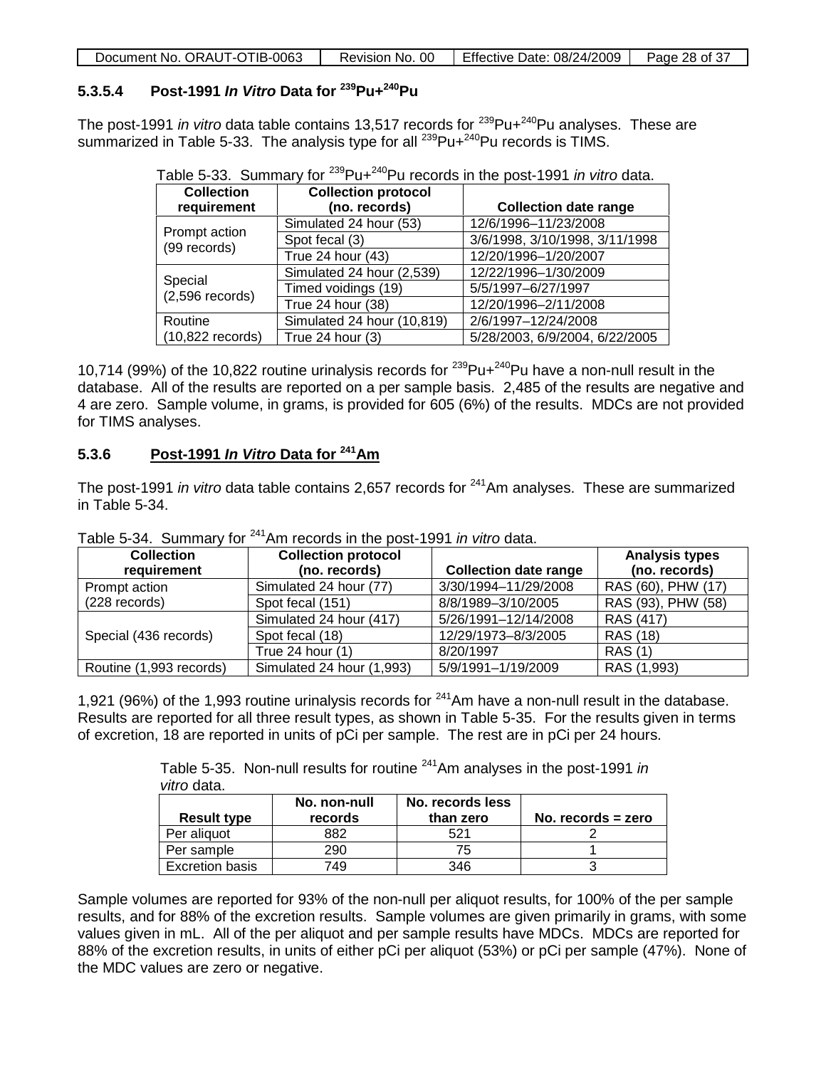### 5.3.5.4 Post-1991 *In Vitro* Data for $^{239}$Pu+$^{240}$Pu

The post-1991 *in vitro* data table contains 13,517 records for $^{239}$Pu+$^{240}$Pu analyses. These are summarized in Table 5-33. The analysis type for all $^{239}$Pu+$^{240}$Pu records is TIMS.

Table 5-33. Summary for $^{239}$Pu+$^{240}$Pu records in the post-1991 *in vitro* data.

| Collection requirement | Collection protocol (no. records) | Collection date range |
|---|---|---|
| Prompt action (99 records) | Simulated 24 hour (53) | 12/6/1996–11/23/2008 |
| | Spot fecal (3) | 3/6/1998, 3/10/1998, 3/11/1998 |
| | True 24 hour (43) | 12/20/1996–1/20/2007 |
| Special (2,596 records) | Simulated 24 hour (2,539) | 12/22/1996–1/30/2009 |
| | Timed voidings (19) | 5/5/1997–6/27/1997 |
| | True 24 hour (38) | 12/20/1996–2/11/2008 |
| Routine (10,822 records) | Simulated 24 hour (10,819) | 2/6/1997–12/24/2008 |
| | True 24 hour (3) | 5/28/2003, 6/9/2004, 6/22/2005 |

10,714 (99%) of the 10,822 routine urinalysis records for $^{239}$Pu+$^{240}$Pu have a non-null result in the database. All of the results are reported on a per sample basis. 2,485 of the results are negative and 4 are zero. Sample volume, in grams, is provided for 605 (6%) of the results. MDCs are not provided for TIMS analyses.

## 5.3.6 Post-1991 *In Vitro* Data for $^{241}$Am

The post-1991 *in vitro* data table contains 2,657 records for $^{241}$Am analyses. These are summarized in Table 5-34.

Table 5-34. Summary for $^{241}$Am records in the post-1991 *in vitro* data.

| Collection requirement | Collection protocol (no. records) | Collection date range | Analysis types (no. records) |
|---|---|---|---|
| Prompt action (228 records) | Simulated 24 hour (77) | 3/30/1994–11/29/2008 | RAS (60), PHW (17) |
| | Spot fecal (151) | 8/8/1989–3/10/2005 | RAS (93), PHW (58) |
| Special (436 records) | Simulated 24 hour (417) | 5/26/1991–12/14/2008 | RAS (417) |
| | Spot fecal (18) | 12/29/1973–8/3/2005 | RAS (18) |
| | True 24 hour (1) | 8/20/1997 | RAS (1) |
| Routine (1,993 records) | Simulated 24 hour (1,993) | 5/9/1991–1/19/2009 | RAS (1,993) |

1,921 (96%) of the 1,993 routine urinalysis records for $^{241}$Am have a non-null result in the database. Results are reported for all three result types, as shown in Table 5-35. For the results given in terms of excretion, 18 are reported in units of pCi per sample. The rest are in pCi per 24 hours.

Table 5-35. Non-null results for routine $^{241}$Am analyses in the post-1991 *in vitro* data.

| Result type | No. non-null records | No. records less than zero | No. records = zero |
|---|---|---|---|
| Per aliquot | 882 | 521 | 2 |
| Per sample | 290 | 75 | 1 |
| Excretion basis | 749 | 346 | 3 |

Sample volumes are reported for 93% of the non-null per aliquot results, for 100% of the per sample results, and for 88% of the excretion results. Sample volumes are given primarily in grams, with some values given in mL. All of the per aliquot and per sample results have MDCs. MDCs are reported for 88% of the excretion results, in units of either pCi per aliquot (53%) or pCi per sample (47%). None of the MDC values are zero or negative.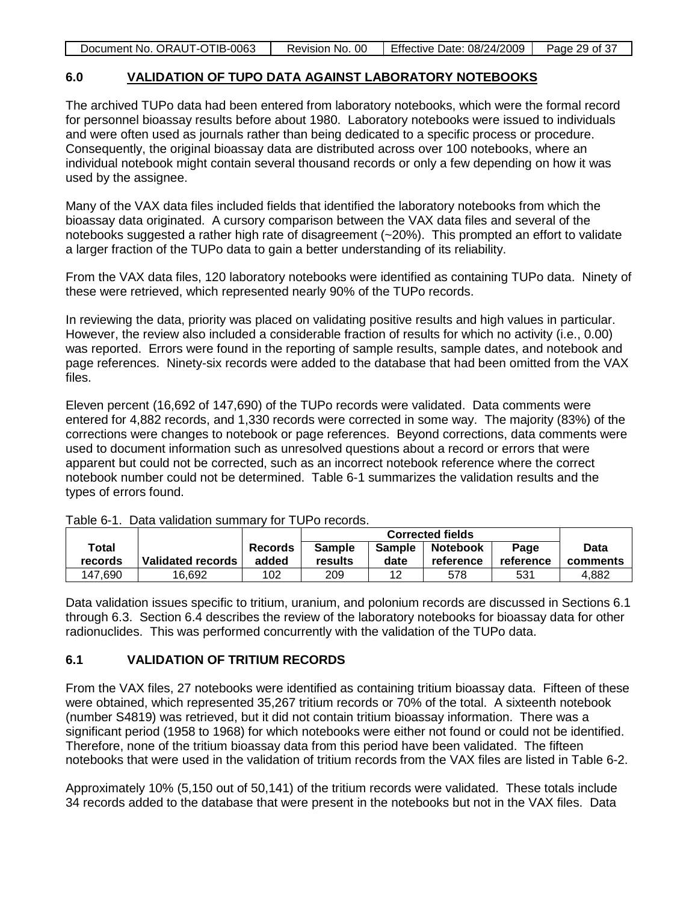## 6.0 VALIDATION OF TUPO DATA AGAINST LABORATORY NOTEBOOKS

The archived TUPo data had been entered from laboratory notebooks, which were the formal record for personnel bioassay results before about 1980. Laboratory notebooks were issued to individuals and were often used as journals rather than being dedicated to a specific process or procedure. Consequently, the original bioassay data are distributed across over 100 notebooks, where an individual notebook might contain several thousand records or only a few depending on how it was used by the assignee.

Many of the VAX data files included fields that identified the laboratory notebooks from which the bioassay data originated. A cursory comparison between the VAX data files and several of the notebooks suggested a rather high rate of disagreement (~20%). This prompted an effort to validate a larger fraction of the TUPo data to gain a better understanding of its reliability.

From the VAX data files, 120 laboratory notebooks were identified as containing TUPo data. Ninety of these were retrieved, which represented nearly 90% of the TUPo records.

In reviewing the data, priority was placed on validating positive results and high values in particular. However, the review also included a considerable fraction of results for which no activity (i.e., 0.00) was reported. Errors were found in the reporting of sample results, sample dates, and notebook and page references. Ninety-six records were added to the database that had been omitted from the VAX files.

Eleven percent (16,692 of 147,690) of the TUPo records were validated. Data comments were entered for 4,882 records, and 1,330 records were corrected in some way. The majority (83%) of the corrections were changes to notebook or page references. Beyond corrections, data comments were used to document information such as unresolved questions about a record or errors that were apparent but could not be corrected, such as an incorrect notebook reference where the correct notebook number could not be determined. Table 6-1 summarizes the validation results and the types of errors found.

Table 6-1. Data validation summary for TUPo records.

| Total records | Validated records | Records added | Corrected fields | | | | Data comments |
|---|---|---|---|---|---|---|---|
| | | | Sample results | Sample date | Notebook reference | Page reference | |
| 147,690 | 16,692 | 102 | 209 | 12 | 578 | 531 | 4,882 |

Data validation issues specific to tritium, uranium, and polonium records are discussed in Sections 6.1 through 6.3. Section 6.4 describes the review of the laboratory notebooks for bioassay data for other radionuclides. This was performed concurrently with the validation of the TUPo data.

### 6.1 VALIDATION OF TRITIUM RECORDS

From the VAX files, 27 notebooks were identified as containing tritium bioassay data. Fifteen of these were obtained, which represented 35,267 tritium records or 70% of the total. A sixteenth notebook (number S4819) was retrieved, but it did not contain tritium bioassay information. There was a significant period (1958 to 1968) for which notebooks were either not found or could not be identified. Therefore, none of the tritium bioassay data from this period have been validated. The fifteen notebooks that were used in the validation of tritium records from the VAX files are listed in Table 6-2.

Approximately 10% (5,150 out of 50,141) of the tritium records were validated. These totals include 34 records added to the database that were present in the notebooks but not in the VAX files. Data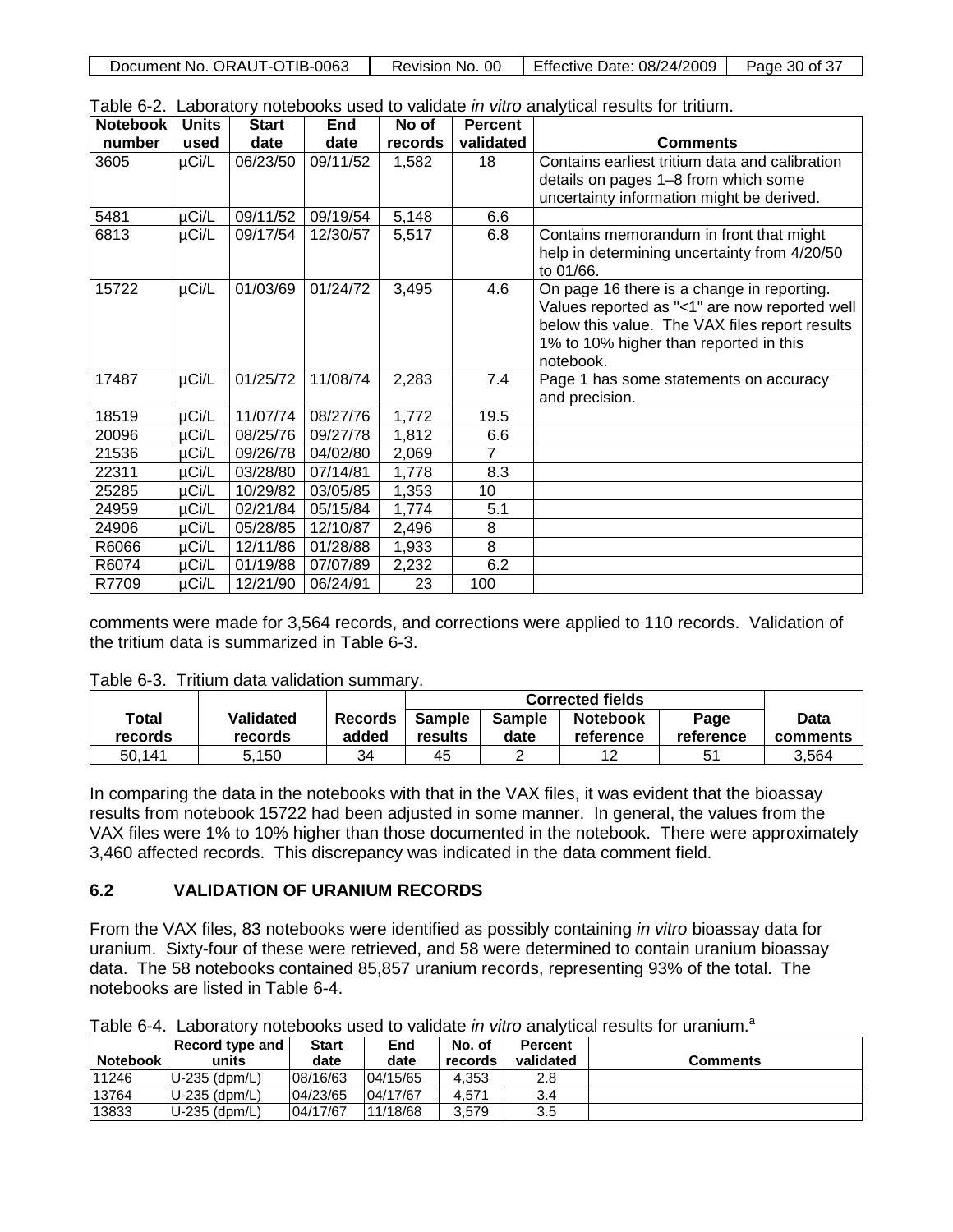Table 6-2. Laboratory notebooks used to validate *in vitro* analytical results for tritium.

| Notebook number | Units used | Start date | End date | No of records | Percent validated | Comments |
|---|---|---|---|---|---|---|
| 3605 | µCi/L | 06/23/50 | 09/11/52 | 1,582 | 18 | Contains earliest tritium data and calibration details on pages 1–8 from which some uncertainty information might be derived. |
| 5481 | µCi/L | 09/11/52 | 09/19/54 | 5,148 | 6.6 | |
| 6813 | µCi/L | 09/17/54 | 12/30/57 | 5,517 | 6.8 | Contains memorandum in front that might help in determining uncertainty from 4/20/50 to 01/66. |
| 15722 | µCi/L | 01/03/69 | 01/24/72 | 3,495 | 4.6 | On page 16 there is a change in reporting. Values reported as "<1" are now reported well below this value. The VAX files report results 1% to 10% higher than reported in this notebook. |
| 17487 | µCi/L | 01/25/72 | 11/08/74 | 2,283 | 7.4 | Page 1 has some statements on accuracy and precision. |
| 18519 | µCi/L | 11/07/74 | 08/27/76 | 1,772 | 19.5 | |
| 20096 | µCi/L | 08/25/76 | 09/27/78 | 1,812 | 6.6 | |
| 21536 | µCi/L | 09/26/78 | 04/02/80 | 2,069 | 7 | |
| 22311 | µCi/L | 03/28/80 | 07/14/81 | 1,778 | 8.3 | |
| 25285 | µCi/L | 10/29/82 | 03/05/85 | 1,353 | 10 | |
| 24959 | µCi/L | 02/21/84 | 05/15/84 | 1,774 | 5.1 | |
| 24906 | µCi/L | 05/28/85 | 12/10/87 | 2,496 | 8 | |
| R6066 | µCi/L | 12/11/86 | 01/28/88 | 1,933 | 8 | |
| R6074 | µCi/L | 01/19/88 | 07/07/89 | 2,232 | 6.2 | |
| R7709 | µCi/L | 12/21/90 | 06/24/91 | 23 | 100 | |

comments were made for 3,564 records, and corrections were applied to 110 records. Validation of the tritium data is summarized in Table 6-3.

Table 6-3. Tritium data validation summary.

| Total records | Validated records | Records added | Corrected fields | | | | Data comments |
|---|---|---|---|---|---|---|---|
| | | | Sample results | Sample date | Notebook reference | Page reference | |
| 50,141 | 5,150 | 34 | 45 | 2 | 12 | 51 | 3,564 |

In comparing the data in the notebooks with that in the VAX files, it was evident that the bioassay results from notebook 15722 had been adjusted in some manner. In general, the values from the VAX files were 1% to 10% higher than those documented in the notebook. There were approximately 3,460 affected records. This discrepancy was indicated in the data comment field.

## 6.2 VALIDATION OF URANIUM RECORDS

From the VAX files, 83 notebooks were identified as possibly containing *in vitro* bioassay data for uranium. Sixty-four of these were retrieved, and 58 were determined to contain uranium bioassay data. The 58 notebooks contained 85,857 uranium records, representing 93% of the total. The notebooks are listed in Table 6-4.

Table 6-4. Laboratory notebooks used to validate *in vitro* analytical results for uranium.[a]

| Notebook | Record type and units | Start date | End date | No. of records | Percent validated | Comments |
|---|---|---|---|---|---|---|
| 11246 | U-235 (dpm/L) | 08/16/63 | 04/15/65 | 4,353 | 2.8 | |
| 13764 | U-235 (dpm/L) | 04/23/65 | 04/17/67 | 4,571 | 3.4 | |
| 13833 | U-235 (dpm/L) | 04/17/67 | 11/18/68 | 3,579 | 3.5 | |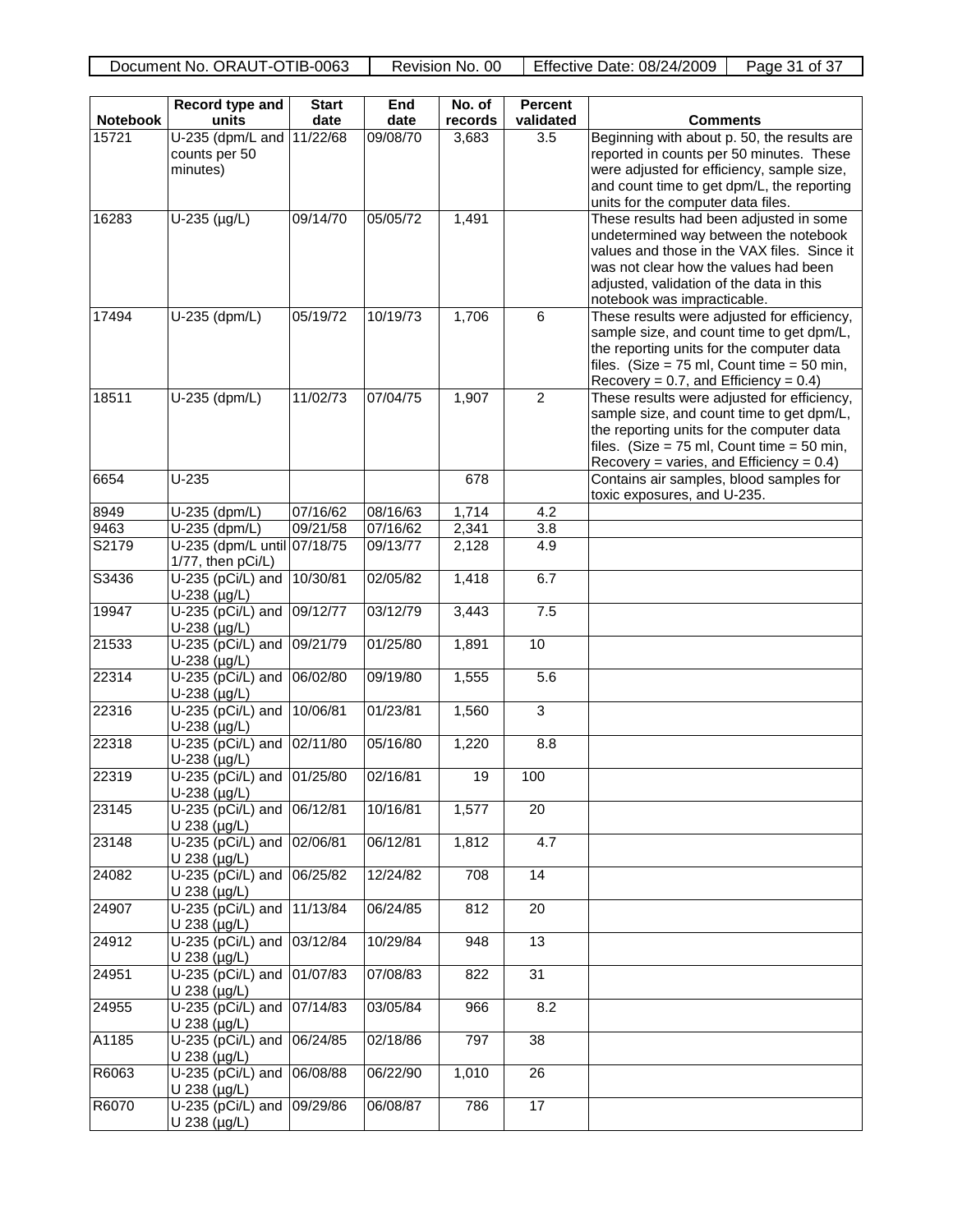| Notebook | Record type and units | Start date | End date | No. of records | Percent validated | Comments |
|---|---|---|---|---|---|---|
| 15721 | U-235 (dpm/L and counts per 50 minutes) | 11/22/68 | 09/08/70 | 3,683 | 3.5 | Beginning with about p. 50, the results are reported in counts per 50 minutes. These were adjusted for efficiency, sample size, and count time to get dpm/L, the reporting units for the computer data files. |
| 16283 | U-235 (µg/L) | 09/14/70 | 05/05/72 | 1,491 | | These results had been adjusted in some undetermined way between the notebook values and those in the VAX files. Since it was not clear how the values had been adjusted, validation of the data in this notebook was impracticable. |
| 17494 | U-235 (dpm/L) | 05/19/72 | 10/19/73 | 1,706 | 6 | These results were adjusted for efficiency, sample size, and count time to get dpm/L, the reporting units for the computer data files. (Size = 75 ml, Count time = 50 min, Recovery = 0.7, and Efficiency = 0.4) |
| 18511 | U-235 (dpm/L) | 11/02/73 | 07/04/75 | 1,907 | 2 | These results were adjusted for efficiency, sample size, and count time to get dpm/L, the reporting units for the computer data files. (Size = 75 ml, Count time = 50 min, Recovery = varies, and Efficiency = 0.4) |
| 6654 | U-235 | | | 678 | | Contains air samples, blood samples for toxic exposures, and U-235. |
| 8949 | U-235 (dpm/L) | 07/16/62 | 08/16/63 | 1,714 | 4.2 | |
| 9463 | U-235 (dpm/L) | 09/21/58 | 07/16/62 | 2,341 | 3.8 | |
| S2179 | U-235 (dpm/L until 1/77, then pCi/L) | 07/18/75 | 09/13/77 | 2,128 | 4.9 | |
| S3436 | U-235 (pCi/L) and U-238 (µg/L) | 10/30/81 | 02/05/82 | 1,418 | 6.7 | |
| 19947 | U-235 (pCi/L) and U-238 (µg/L) | 09/12/77 | 03/12/79 | 3,443 | 7.5 | |
| 21533 | U-235 (pCi/L) and U-238 (µg/L) | 09/21/79 | 01/25/80 | 1,891 | 10 | |
| 22314 | U-235 (pCi/L) and U-238 (µg/L) | 06/02/80 | 09/19/80 | 1,555 | 5.6 | |
| 22316 | U-235 (pCi/L) and U-238 (µg/L) | 10/06/81 | 01/23/81 | 1,560 | 3 | |
| 22318 | U-235 (pCi/L) and U-238 (µg/L) | 02/11/80 | 05/16/80 | 1,220 | 8.8 | |
| 22319 | U-235 (pCi/L) and U-238 (µg/L) | 01/25/80 | 02/16/81 | 19 | 100 | |
| 23145 | U-235 (pCi/L) and U 238 (µg/L) | 06/12/81 | 10/16/81 | 1,577 | 20 | |
| 23148 | U-235 (pCi/L) and U 238 (µg/L) | 02/06/81 | 06/12/81 | 1,812 | 4.7 | |
| 24082 | U-235 (pCi/L) and U 238 (µg/L) | 06/25/82 | 12/24/82 | 708 | 14 | |
| 24907 | U-235 (pCi/L) and U 238 (µg/L) | 11/13/84 | 06/24/85 | 812 | 20 | |
| 24912 | U-235 (pCi/L) and U 238 (µg/L) | 03/12/84 | 10/29/84 | 948 | 13 | |
| 24951 | U-235 (pCi/L) and U 238 (µg/L) | 01/07/83 | 07/08/83 | 822 | 31 | |
| 24955 | U-235 (pCi/L) and U 238 (µg/L) | 07/14/83 | 03/05/84 | 966 | 8.2 | |
| A1185 | U-235 (pCi/L) and U 238 (µg/L) | 06/24/85 | 02/18/86 | 797 | 38 | |
| R6063 | U-235 (pCi/L) and U 238 (µg/L) | 06/08/88 | 06/22/90 | 1,010 | 26 | |
| R6070 | U-235 (pCi/L) and U 238 (µg/L) | 09/29/86 | 06/08/87 | 786 | 17 | |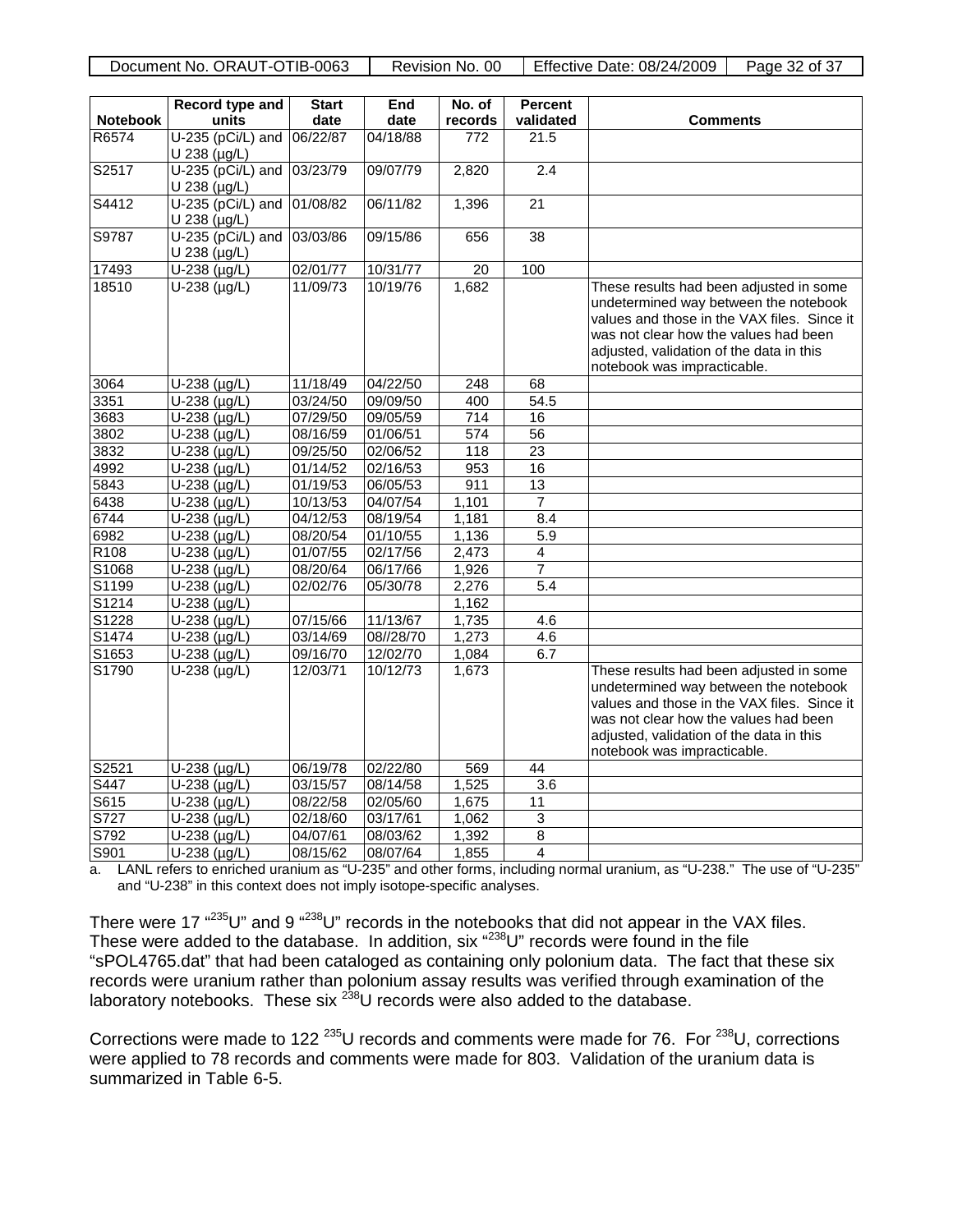| Notebook | Record type and units | Start date | End date | No. of records | Percent validated | Comments |
|---|---|---|---|---|---|---|
| R6574 | U-235 (pCi/L) and U 238 (µg/L) | 06/22/87 | 04/18/88 | 772 | 21.5 | |
| S2517 | U-235 (pCi/L) and U 238 (µg/L) | 03/23/79 | 09/07/79 | 2,820 | 2.4 | |
| S4412 | U-235 (pCi/L) and U 238 (µg/L) | 01/08/82 | 06/11/82 | 1,396 | 21 | |
| S9787 | U-235 (pCi/L) and U 238 (µg/L) | 03/03/86 | 09/15/86 | 656 | 38 | |
| 17493 | U-238 (µg/L) | 02/01/77 | 10/31/77 | 20 | 100 | |
| 18510 | U-238 (µg/L) | 11/09/73 | 10/19/76 | 1,682 | | These results had been adjusted in some undetermined way between the notebook values and those in the VAX files. Since it was not clear how the values had been adjusted, validation of the data in this notebook was impracticable. |
| 3064 | U-238 (µg/L) | 11/18/49 | 04/22/50 | 248 | 68 | |
| 3351 | U-238 (µg/L) | 03/24/50 | 09/09/50 | 400 | 54.5 | |
| 3683 | U-238 (µg/L) | 07/29/50 | 09/05/59 | 714 | 16 | |
| 3802 | U-238 (µg/L) | 08/16/59 | 01/06/51 | 574 | 56 | |
| 3832 | U-238 (µg/L) | 09/25/50 | 02/06/52 | 118 | 23 | |
| 4992 | U-238 (µg/L) | 01/14/52 | 02/16/53 | 953 | 16 | |
| 5843 | U-238 (µg/L) | 01/19/53 | 06/05/53 | 911 | 13 | |
| 6438 | U-238 (µg/L) | 10/13/53 | 04/07/54 | 1,101 | 7 | |
| 6744 | U-238 (µg/L) | 04/12/53 | 08/19/54 | 1,181 | 8.4 | |
| 6982 | U-238 (µg/L) | 08/20/54 | 01/10/55 | 1,136 | 5.9 | |
| R108 | U-238 (µg/L) | 01/07/55 | 02/17/56 | 2,473 | 4 | |
| S1068 | U-238 (µg/L) | 08/20/64 | 06/17/66 | 1,926 | 7 | |
| S1199 | U-238 (µg/L) | 02/02/76 | 05/30/78 | 2,276 | 5.4 | |
| S1214 | U-238 (µg/L) | | | 1,162 | | |
| S1228 | U-238 (µg/L) | 07/15/66 | 11/13/67 | 1,735 | 4.6 | |
| S1474 | U-238 (µg/L) | 03/14/69 | 08//28/70 | 1,273 | 4.6 | |
| S1653 | U-238 (µg/L) | 09/16/70 | 12/02/70 | 1,084 | 6.7 | |
| S1790 | U-238 (µg/L) | 12/03/71 | 10/12/73 | 1,673 | | These results had been adjusted in some undetermined way between the notebook values and those in the VAX files. Since it was not clear how the values had been adjusted, validation of the data in this notebook was impracticable. |
| S2521 | U-238 (µg/L) | 06/19/78 | 02/22/80 | 569 | 44 | |
| S447 | U-238 (µg/L) | 03/15/57 | 08/14/58 | 1,525 | 3.6 | |
| S615 | U-238 (µg/L) | 08/22/58 | 02/05/60 | 1,675 | 11 | |
| S727 | U-238 (µg/L) | 02/18/60 | 03/17/61 | 1,062 | 3 | |
| S792 | U-238 (µg/L) | 04/07/61 | 08/03/62 | 1,392 | 8 | |
| S901 | U-238 (µg/L) | 08/15/62 | 08/07/64 | 1,855 | 4 | |

a. LANL refers to enriched uranium as "U-235" and other forms, including normal uranium, as "U-238." The use of "U-235" and "U-238" in this context does not imply isotope-specific analyses.

There were 17 "$^{235}$U" and 9 "$^{238}$U" records in the notebooks that did not appear in the VAX files. These were added to the database. In addition, six "$^{238}$U" records were found in the file "sPOL4765.dat" that had been cataloged as containing only polonium data. The fact that these six records were uranium rather than polonium assay results was verified through examination of the laboratory notebooks. These six $^{238}$U records were also added to the database.

Corrections were made to 122 $^{235}$U records and comments were made for 76. For $^{238}$U, corrections were applied to 78 records and comments were made for 803. Validation of the uranium data is summarized in Table 6-5.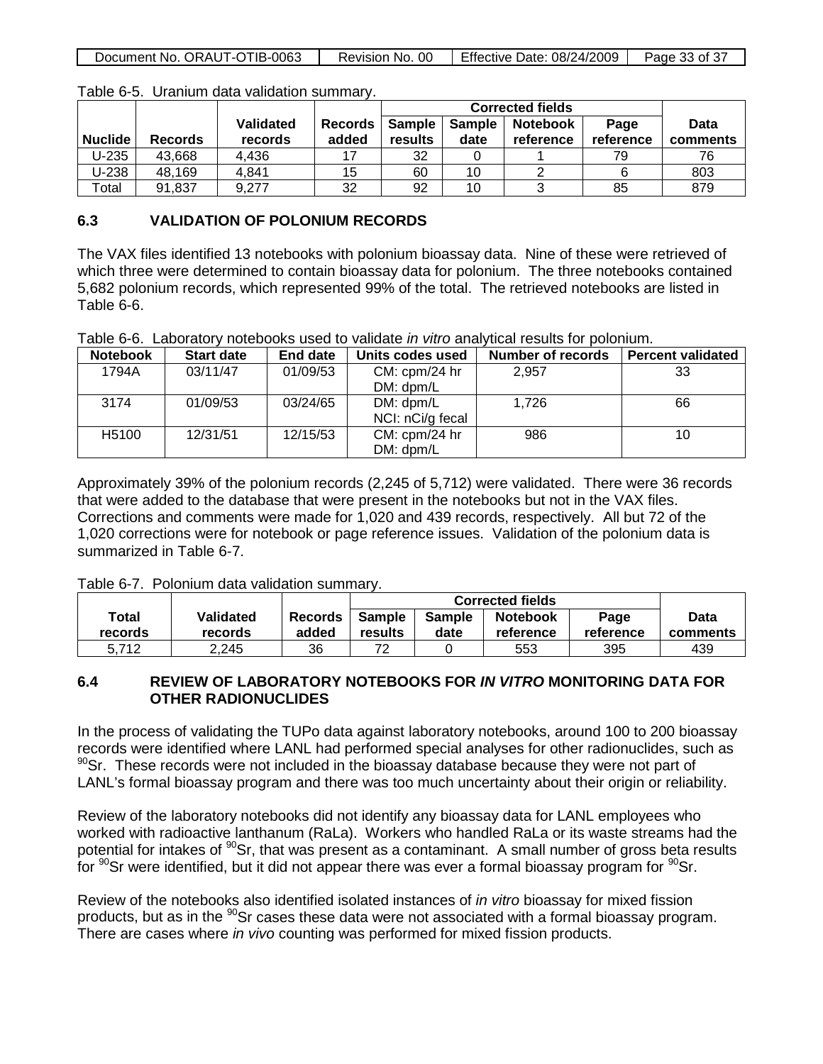Table 6-5. Uranium data validation summary.

| Nuclide | Records | Validated records | Records added | Corrected fields | | | | Data comments |
|---|---|---|---|---|---|---|---|---|
| | | | | Sample results | Sample date | Notebook reference | Page reference | |
| U-235 | 43,668 | 4,436 | 17 | 32 | 0 | 1 | 79 | 76 |
| U-238 | 48,169 | 4,841 | 15 | 60 | 10 | 2 | 6 | 803 |
| Total | 91,837 | 9,277 | 32 | 92 | 10 | 3 | 85 | 879 |

## 6.3 VALIDATION OF POLONIUM RECORDS

The VAX files identified 13 notebooks with polonium bioassay data. Nine of these were retrieved of which three were determined to contain bioassay data for polonium. The three notebooks contained 5,682 polonium records, which represented 99% of the total. The retrieved notebooks are listed in Table 6-6.

Table 6-6. Laboratory notebooks used to validate *in vitro* analytical results for polonium.

| Notebook | Start date | End date | Units codes used | Number of records | Percent validated |
|---|---|---|---|---|---|
| 1794A | 03/11/47 | 01/09/53 | CM: cpm/24 hr<br>DM: dpm/L | 2,957 | 33 |
| 3174 | 01/09/53 | 03/24/65 | DM: dpm/L<br>NCI: nCi/g fecal | 1,726 | 66 |
| H5100 | 12/31/51 | 12/15/53 | CM: cpm/24 hr<br>DM: dpm/L | 986 | 10 |

Approximately 39% of the polonium records (2,245 of 5,712) were validated. There were 36 records that were added to the database that were present in the notebooks but not in the VAX files. Corrections and comments were made for 1,020 and 439 records, respectively. All but 72 of the 1,020 corrections were for notebook or page reference issues. Validation of the polonium data is summarized in Table 6-7.

Table 6-7. Polonium data validation summary.

| Total records | Validated records | Records added | Corrected fields | | | | Data comments |
|---|---|---|---|---|---|---|---|
| | | | Sample results | Sample date | Notebook reference | Page reference | |
| 5,712 | 2,245 | 36 | 72 | 0 | 553 | 395 | 439 |

## 6.4 REVIEW OF LABORATORY NOTEBOOKS FOR *IN VITRO* MONITORING DATA FOR OTHER RADIONUCLIDES

In the process of validating the TUPo data against laboratory notebooks, around 100 to 200 bioassay records were identified where LANL had performed special analyses for other radionuclides, such as $^{90}$Sr. These records were not included in the bioassay database because they were not part of LANL's formal bioassay program and there was too much uncertainty about their origin or reliability.

Review of the laboratory notebooks did not identify any bioassay data for LANL employees who worked with radioactive lanthanum (RaLa). Workers who handled RaLa or its waste streams had the potential for intakes of $^{90}$Sr, that was present as a contaminant. A small number of gross beta results for $^{90}$Sr were identified, but it did not appear there was ever a formal bioassay program for $^{90}$Sr.

Review of the notebooks also identified isolated instances of *in vitro* bioassay for mixed fission products, but as in the $^{90}$Sr cases these data were not associated with a formal bioassay program. There are cases where *in vivo* counting was performed for mixed fission products.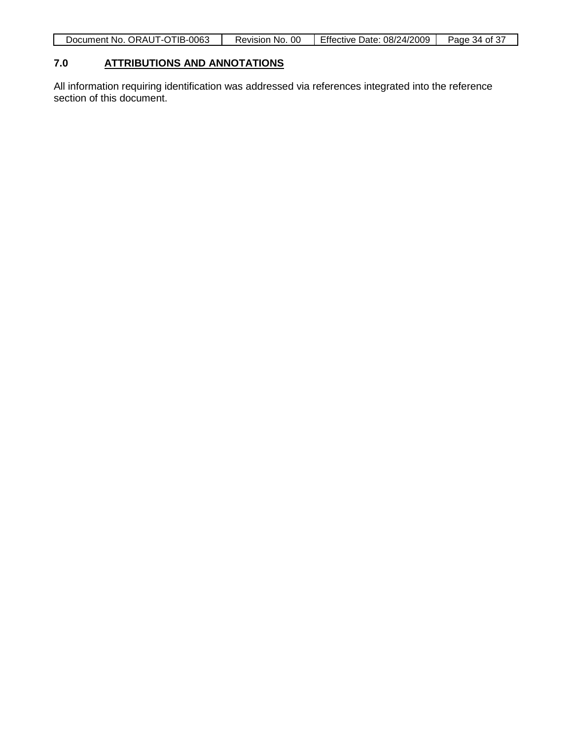## 7.0 ATTRIBUTIONS AND ANNOTATIONS

All information requiring identification was addressed via references integrated into the reference section of this document.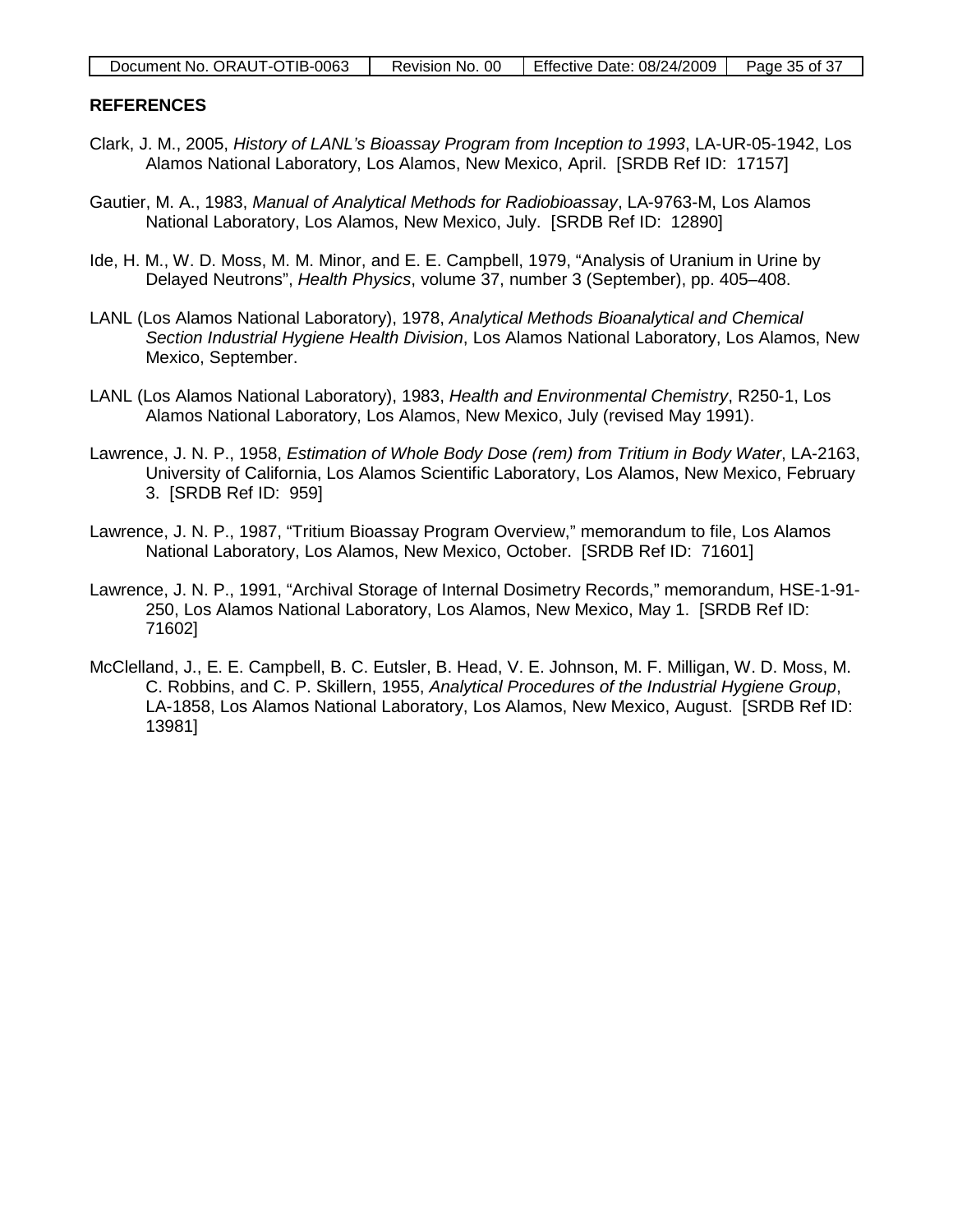## REFERENCES

Clark, J. M., 2005, *History of LANL's Bioassay Program from Inception to 1993*, LA-UR-05-1942, Los Alamos National Laboratory, Los Alamos, New Mexico, April. [SRDB Ref ID: 17157]

Gautier, M. A., 1983, *Manual of Analytical Methods for Radiobioassay*, LA-9763-M, Los Alamos National Laboratory, Los Alamos, New Mexico, July. [SRDB Ref ID: 12890]

Ide, H. M., W. D. Moss, M. M. Minor, and E. E. Campbell, 1979, "Analysis of Uranium in Urine by Delayed Neutrons", *Health Physics*, volume 37, number 3 (September), pp. 405–408.

LANL (Los Alamos National Laboratory), 1978, *Analytical Methods Bioanalytical and Chemical Section Industrial Hygiene Health Division*, Los Alamos National Laboratory, Los Alamos, New Mexico, September.

LANL (Los Alamos National Laboratory), 1983, *Health and Environmental Chemistry*, R250-1, Los Alamos National Laboratory, Los Alamos, New Mexico, July (revised May 1991).

Lawrence, J. N. P., 1958, *Estimation of Whole Body Dose (rem) from Tritium in Body Water*, LA-2163, University of California, Los Alamos Scientific Laboratory, Los Alamos, New Mexico, February 3. [SRDB Ref ID: 959]

Lawrence, J. N. P., 1987, "Tritium Bioassay Program Overview," memorandum to file, Los Alamos National Laboratory, Los Alamos, New Mexico, October. [SRDB Ref ID: 71601]

Lawrence, J. N. P., 1991, "Archival Storage of Internal Dosimetry Records," memorandum, HSE-1-91-250, Los Alamos National Laboratory, Los Alamos, New Mexico, May 1. [SRDB Ref ID: 71602]

McClelland, J., E. E. Campbell, B. C. Eutsler, B. Head, V. E. Johnson, M. F. Milligan, W. D. Moss, M. C. Robbins, and C. P. Skillern, 1955, *Analytical Procedures of the Industrial Hygiene Group*, LA-1858, Los Alamos National Laboratory, Los Alamos, New Mexico, August. [SRDB Ref ID: 13981]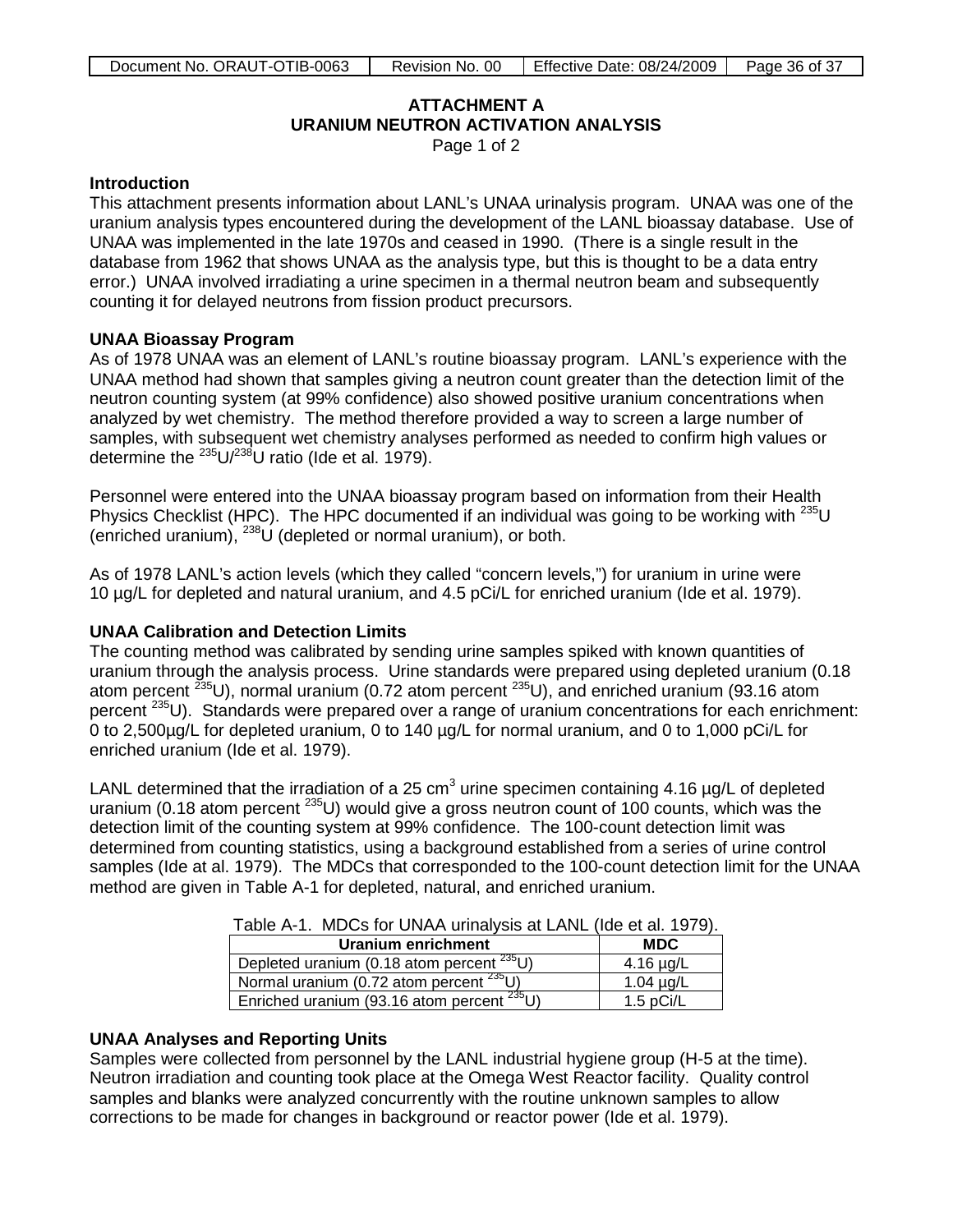# ATTACHMENT A
# URANIUM NEUTRON ACTIVATION ANALYSIS

Page 1 of 2

### Introduction

This attachment presents information about LANL's UNAA urinalysis program. UNAA was one of the uranium analysis types encountered during the development of the LANL bioassay database. Use of UNAA was implemented in the late 1970s and ceased in 1990. (There is a single result in the database from 1962 that shows UNAA as the analysis type, but this is thought to be a data entry error.) UNAA involved irradiating a urine specimen in a thermal neutron beam and subsequently counting it for delayed neutrons from fission product precursors.

### UNAA Bioassay Program

As of 1978 UNAA was an element of LANL's routine bioassay program. LANL's experience with the UNAA method had shown that samples giving a neutron count greater than the detection limit of the neutron counting system (at 99% confidence) also showed positive uranium concentrations when analyzed by wet chemistry. The method therefore provided a way to screen a large number of samples, with subsequent wet chemistry analyses performed as needed to confirm high values or determine the $^{235}U/^{238}U$ ratio (Ide et al. 1979).

Personnel were entered into the UNAA bioassay program based on information from their Health Physics Checklist (HPC). The HPC documented if an individual was going to be working with $^{235}U$ (enriched uranium), $^{238}U$ (depleted or normal uranium), or both.

As of 1978 LANL's action levels (which they called "concern levels,") for uranium in urine were 10 µg/L for depleted and natural uranium, and 4.5 pCi/L for enriched uranium (Ide et al. 1979).

### UNAA Calibration and Detection Limits

The counting method was calibrated by sending urine samples spiked with known quantities of uranium through the analysis process. Urine standards were prepared using depleted uranium (0.18 atom percent $^{235}U$), normal uranium (0.72 atom percent $^{235}U$), and enriched uranium (93.16 atom percent $^{235}U$). Standards were prepared over a range of uranium concentrations for each enrichment: 0 to 2,500µg/L for depleted uranium, 0 to 140 µg/L for normal uranium, and 0 to 1,000 pCi/L for enriched uranium (Ide et al. 1979).

LANL determined that the irradiation of a 25 $cm^3$ urine specimen containing 4.16 µg/L of depleted uranium (0.18 atom percent $^{235}U$) would give a gross neutron count of 100 counts, which was the detection limit of the counting system at 99% confidence. The 100-count detection limit was determined from counting statistics, using a background established from a series of urine control samples (Ide at al. 1979). The MDCs that corresponded to the 100-count detection limit for the UNAA method are given in Table A-1 for depleted, natural, and enriched uranium.

Table A-1. MDCs for UNAA urinalysis at LANL (Ide et al. 1979).

| Uranium enrichment | MDC |
|---|---|
| Depleted uranium (0.18 atom percent $^{235}U$) | 4.16 µg/L |
| Normal uranium (0.72 atom percent $^{235}U$) | 1.04 µg/L |
| Enriched uranium (93.16 atom percent $^{235}U$) | 1.5 pCi/L |

### UNAA Analyses and Reporting Units

Samples were collected from personnel by the LANL industrial hygiene group (H-5 at the time). Neutron irradiation and counting took place at the Omega West Reactor facility. Quality control samples and blanks were analyzed concurrently with the routine unknown samples to allow corrections to be made for changes in background or reactor power (Ide et al. 1979).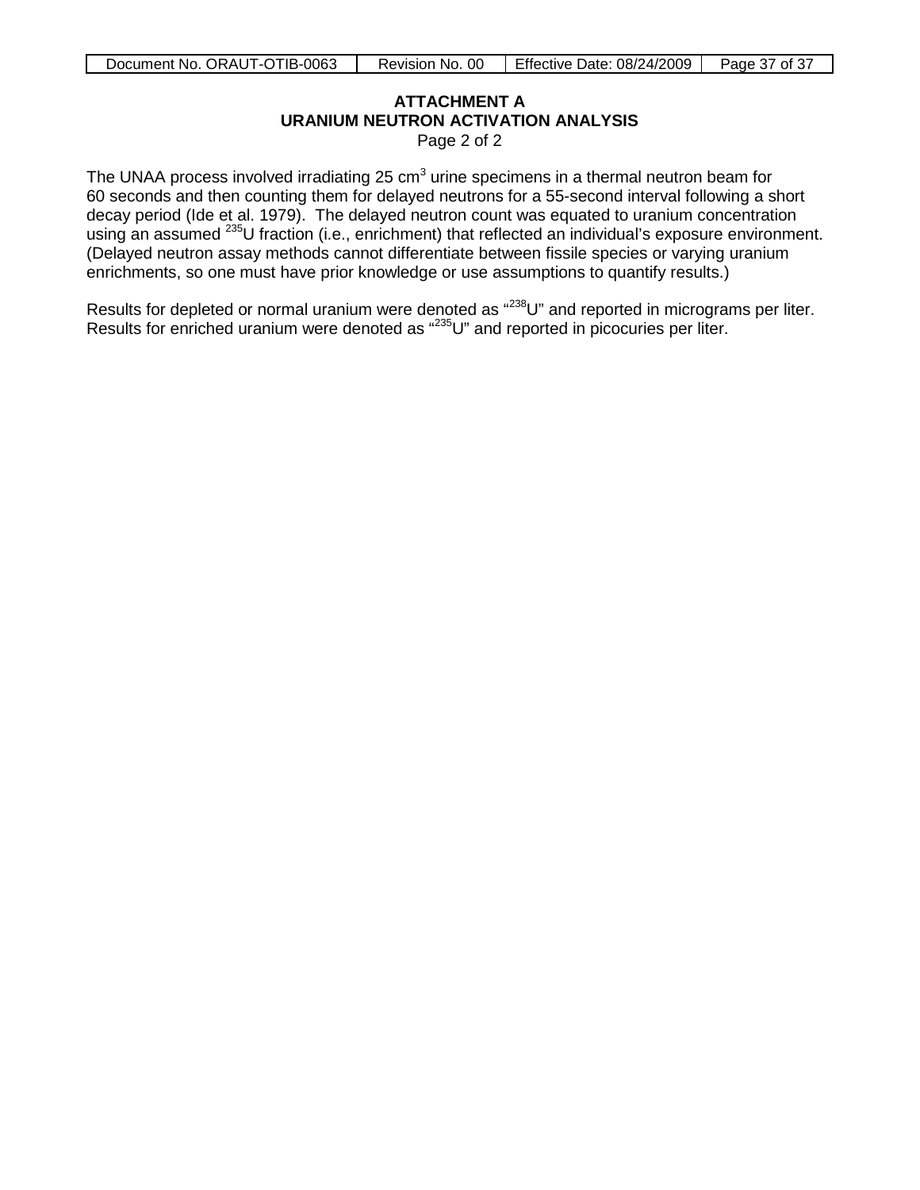## ATTACHMENT A
## URANIUM NEUTRON ACTIVATION ANALYSIS

Page 2 of 2

The UNAA process involved irradiating 25 $cm^3$ urine specimens in a thermal neutron beam for 60 seconds and then counting them for delayed neutrons for a 55-second interval following a short decay period (Ide et al. 1979). The delayed neutron count was equated to uranium concentration using an assumed $^{235}U$ fraction (i.e., enrichment) that reflected an individual's exposure environment. (Delayed neutron assay methods cannot differentiate between fissile species or varying uranium enrichments, so one must have prior knowledge or use assumptions to quantify results.)

Results for depleted or normal uranium were denoted as "$^{238}U$" and reported in micrograms per liter. Results for enriched uranium were denoted as "$^{235}U$" and reported in picocuries per liter.